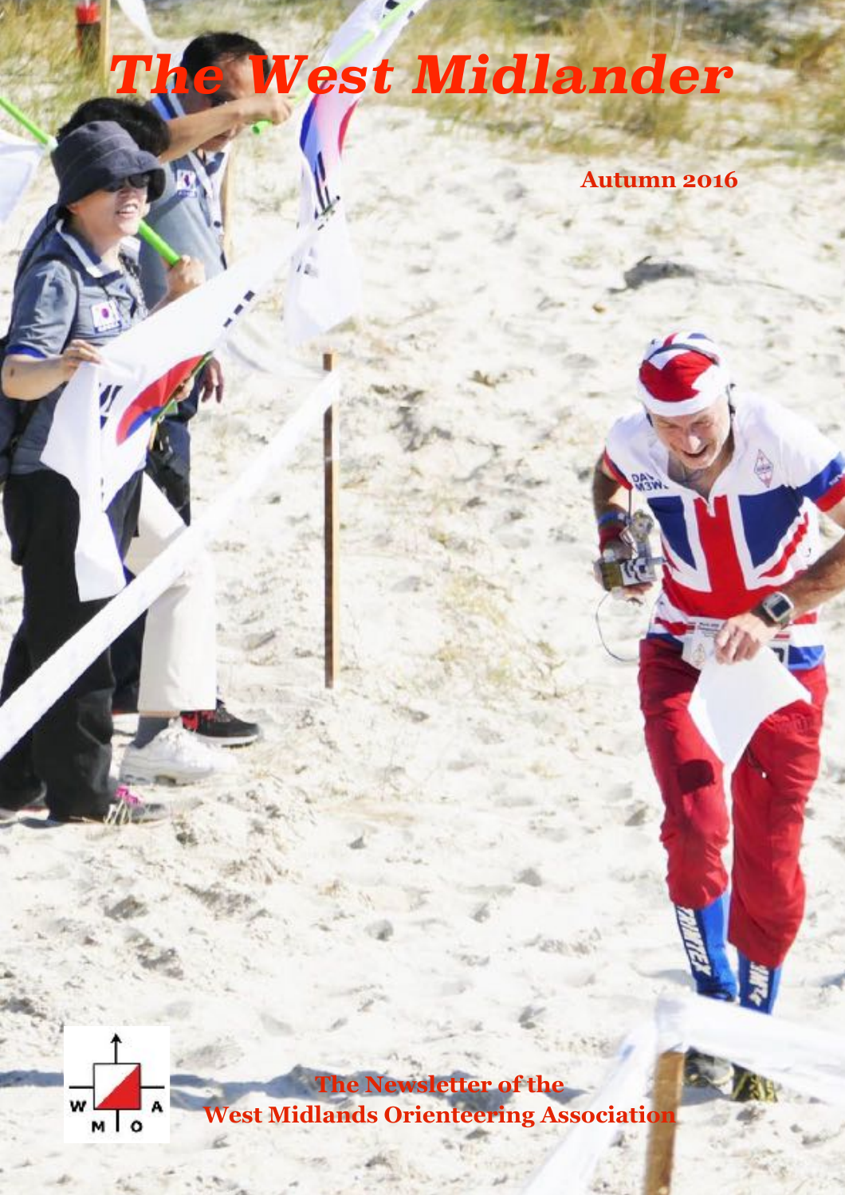# The West Midlander

**Autumn 2016**

**The Newsletter of the West Midlands Orienteering Association**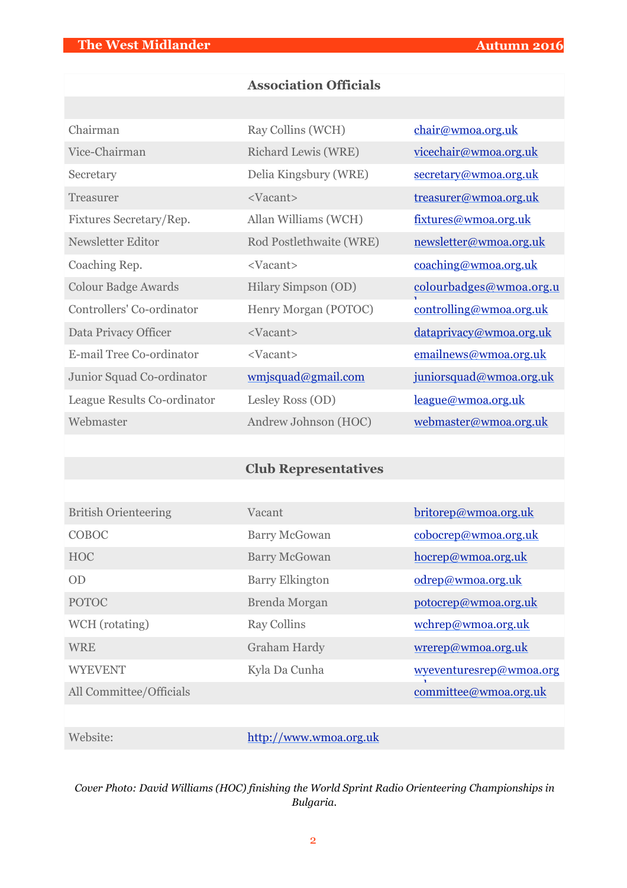## Association Officials

| | | |
|---|---|---|
| Chairman | Ray Collins (WCH) | chair@wmoa.org.uk |
| Vice-Chairman | Richard Lewis (WRE) | vicechair@wmoa.org.uk |
| Secretary | Delia Kingsbury (WRE) | secretary@wmoa.org.uk |
| Treasurer | <Vacant> | treasurer@wmoa.org.uk |
| Fixtures Secretary/Rep. | Allan Williams (WCH) | fixtures@wmoa.org.uk |
| Newsletter Editor | Rod Postlethwaite (WRE) | newsletter@wmoa.org.uk |
| Coaching Rep. | <Vacant> | coaching@wmoa.org.uk |
| Colour Badge Awards | Hilary Simpson (OD) | colourbadges@wmoa.org.uk |
| Controllers' Co-ordinator | Henry Morgan (POTOC) | controlling@wmoa.org.uk |
| Data Privacy Officer | <Vacant> | dataprivacy@wmoa.org.uk |
| E-mail Tree Co-ordinator | <Vacant> | emailnews@wmoa.org.uk |
| Junior Squad Co-ordinator | wmjsquad@gmail.com | juniorsquad@wmoa.org.uk |
| League Results Co-ordinator | Lesley Ross (OD) | league@wmoa.org.uk |
| Webmaster | Andrew Johnson (HOC) | webmaster@wmoa.org.uk |

## Club Representatives

| | | |
|---|---|---|
| British Orienteering | Vacant | britorep@wmoa.org.uk |
| COBOC | Barry McGowan | cobocrep@wmoa.org.uk |
| HOC | Barry McGowan | hocrep@wmoa.org.uk |
| OD | Barry Elkington | odrep@wmoa.org.uk |
| POTOC | Brenda Morgan | potocrep@wmoa.org.uk |
| WCH (rotating) | Ray Collins | wchrep@wmoa.org.uk |
| WRE | Graham Hardy | wrerep@wmoa.org.uk |
| WYEVENT | Kyla Da Cunha | wyeventuresrep@wmoa.org.uk |
| All Committee/Officials | | committee@wmoa.org.uk |
| | | |
| Website: | http://www.wmoa.org.uk | |

*Cover Photo: David Williams (HOC) finishing the World Sprint Radio Orienteering Championships in Bulgaria.*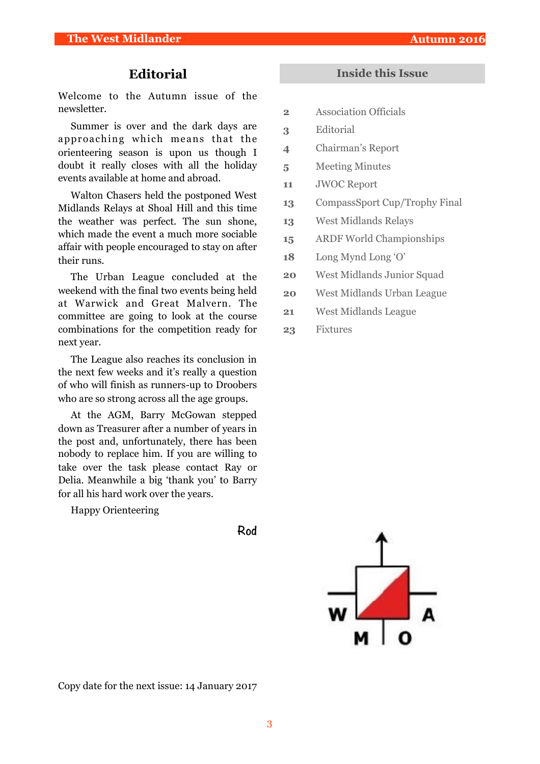## Editorial

Welcome to the Autumn issue of the newsletter.

Summer is over and the dark days are approaching which means that the orienteering season is upon us though I doubt it really closes with all the holiday events available at home and abroad.

Walton Chasers held the postponed West Midlands Relays at Shoal Hill and this time the weather was perfect. The sun shone, which made the event a much more sociable affair with people encouraged to stay on after their runs.

The Urban League concluded at the weekend with the final two events being held at Warwick and Great Malvern. The committee are going to look at the course combinations for the competition ready for next year.

The League also reaches its conclusion in the next few weeks and it's really a question of who will finish as runners-up to Droobers who are so strong across all the age groups.

At the AGM, Barry McGowan stepped down as Treasurer after a number of years in the post and, unfortunately, there has been nobody to replace him. If you are willing to take over the task please contact Ray or Delia. Meanwhile a big 'thank you' to Barry for all his hard work over the years.

Happy Orienteering

Rod

Copy date for the next issue: 14 January 2017

## Inside this Issue

| | |
|---|---|
| 2 | Association Officials |
| 3 | Editorial |
| 4 | Chairman's Report |
| 5 | Meeting Minutes |
| 11 | JWOC Report |
| 13 | CompassSport Cup/Trophy Final |
| 13 | West Midlands Relays |
| 15 | ARDF World Championships |
| 18 | Long Mynd Long 'O' |
| 20 | West Midlands Junior Squad |
| 20 | West Midlands Urban League |
| 21 | West Midlands League |
| 23 | Fixtures |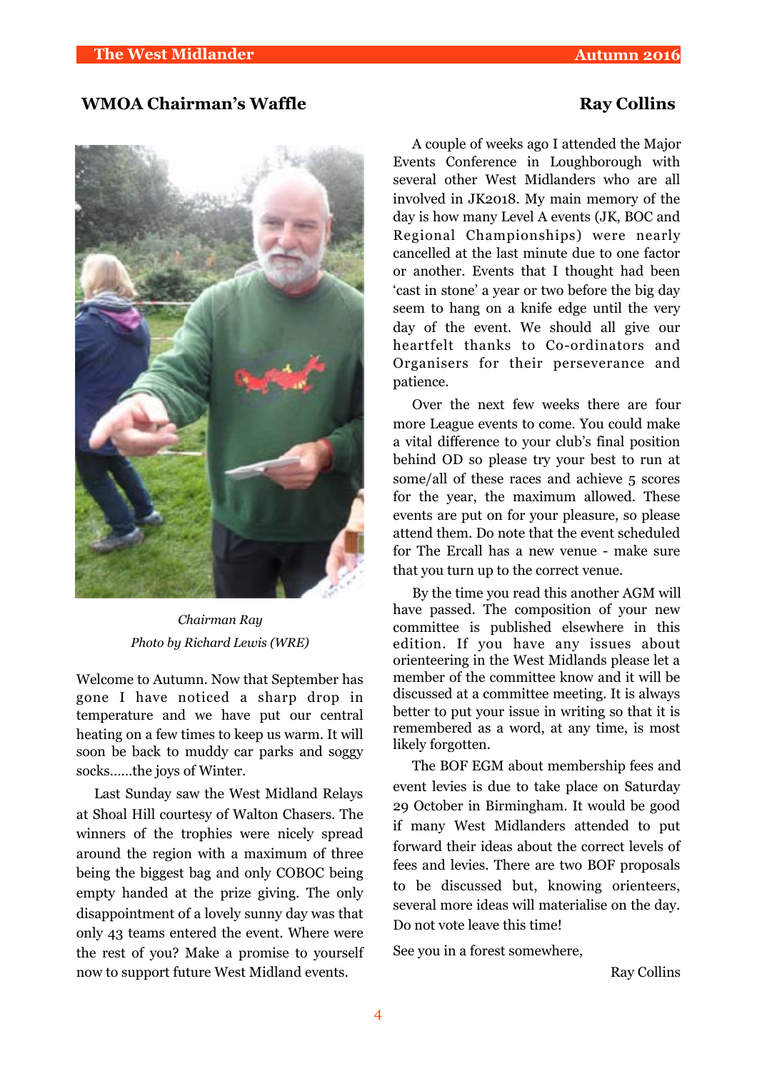## WMOA Chairman's Waffle

**Ray Collins**

*Chairman Ray*
*Photo by Richard Lewis (WRE)*

Welcome to Autumn. Now that September has gone I have noticed a sharp drop in temperature and we have put our central heating on a few times to keep us warm. It will soon be back to muddy car parks and soggy socks......the joys of Winter.

Last Sunday saw the West Midland Relays at Shoal Hill courtesy of Walton Chasers. The winners of the trophies were nicely spread around the region with a maximum of three being the biggest bag and only COBOC being empty handed at the prize giving. The only disappointment of a lovely sunny day was that only 43 teams entered the event. Where were the rest of you? Make a promise to yourself now to support future West Midland events.

A couple of weeks ago I attended the Major Events Conference in Loughborough with several other West Midlanders who are all involved in JK2018. My main memory of the day is how many Level A events (JK, BOC and Regional Championships) were nearly cancelled at the last minute due to one factor or another. Events that I thought had been 'cast in stone' a year or two before the big day seem to hang on a knife edge until the very day of the event. We should all give our heartfelt thanks to Co-ordinators and Organisers for their perseverance and patience.

Over the next few weeks there are four more League events to come. You could make a vital difference to your club's final position behind OD so please try your best to run at some/all of these races and achieve 5 scores for the year, the maximum allowed. These events are put on for your pleasure, so please attend them. Do note that the event scheduled for The Ercall has a new venue - make sure that you turn up to the correct venue.

By the time you read this another AGM will have passed. The composition of your new committee is published elsewhere in this edition. If you have any issues about orienteering in the West Midlands please let a member of the committee know and it will be discussed at a committee meeting. It is always better to put your issue in writing so that it is remembered as a word, at any time, is most likely forgotten.

The BOF EGM about membership fees and event levies is due to take place on Saturday 29 October in Birmingham. It would be good if many West Midlanders attended to put forward their ideas about the correct levels of fees and levies. There are two BOF proposals to be discussed but, knowing orienteers, several more ideas will materialise on the day. Do not vote leave this time!

See you in a forest somewhere,

Ray Collins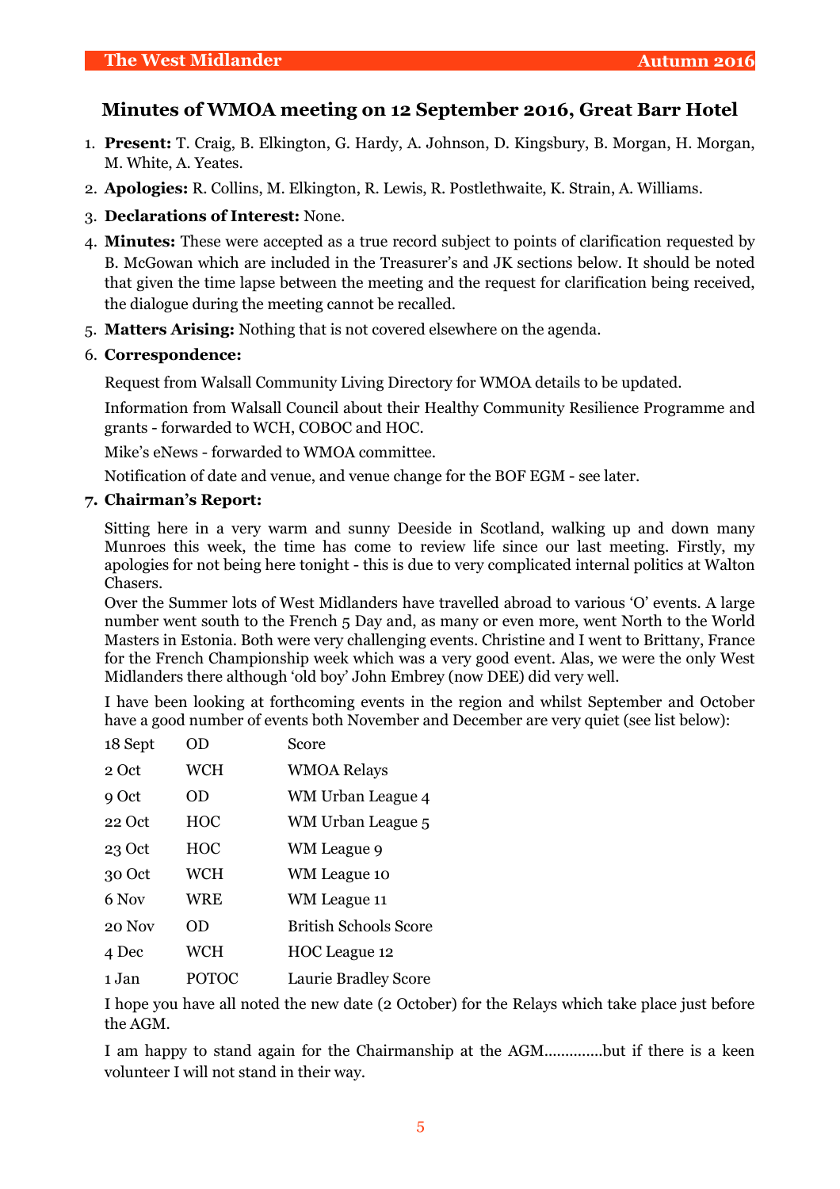## Minutes of WMOA meeting on 12 September 2016, Great Barr Hotel

1. **Present:** T. Craig, B. Elkington, G. Hardy, A. Johnson, D. Kingsbury, B. Morgan, H. Morgan, M. White, A. Yeates.
2. **Apologies:** R. Collins, M. Elkington, R. Lewis, R. Postlethwaite, K. Strain, A. Williams.
3. **Declarations of Interest:** None.
4. **Minutes:** These were accepted as a true record subject to points of clarification requested by B. McGowan which are included in the Treasurer's and JK sections below. It should be noted that given the time lapse between the meeting and the request for clarification being received, the dialogue during the meeting cannot be recalled.
5. **Matters Arising:** Nothing that is not covered elsewhere on the agenda.
6. **Correspondence:**

   Request from Walsall Community Living Directory for WMOA details to be updated.

   Information from Walsall Council about their Healthy Community Resilience Programme and grants - forwarded to WCH, COBOC and HOC.

   Mike's eNews - forwarded to WMOA committee.

   Notification of date and venue, and venue change for the BOF EGM - see later.

7. **Chairman's Report:**

   Sitting here in a very warm and sunny Deeside in Scotland, walking up and down many Munroes this week, the time has come to review life since our last meeting. Firstly, my apologies for not being here tonight - this is due to very complicated internal politics at Walton Chasers.
   Over the Summer lots of West Midlanders have travelled abroad to various 'O' events. A large number went south to the French 5 Day and, as many or even more, went North to the World Masters in Estonia. Both were very challenging events. Christine and I went to Brittany, France for the French Championship week which was a very good event. Alas, we were the only West Midlanders there although 'old boy' John Embrey (now DEE) did very well.

   I have been looking at forthcoming events in the region and whilst September and October have a good number of events both November and December are very quiet (see list below):

   | | | |
   |---|---|---|
   | 18 Sept | OD | Score |
   | 2 Oct | WCH | WMOA Relays |
   | 9 Oct | OD | WM Urban League 4 |
   | 22 Oct | HOC | WM Urban League 5 |
   | 23 Oct | HOC | WM League 9 |
   | 30 Oct | WCH | WM League 10 |
   | 6 Nov | WRE | WM League 11 |
   | 20 Nov | OD | British Schools Score |
   | 4 Dec | WCH | HOC League 12 |
   | 1 Jan | POTOC | Laurie Bradley Score |

   I hope you have all noted the new date (2 October) for the Relays which take place just before the AGM.

   I am happy to stand again for the Chairmanship at the AGM..............but if there is a keen volunteer I will not stand in their way.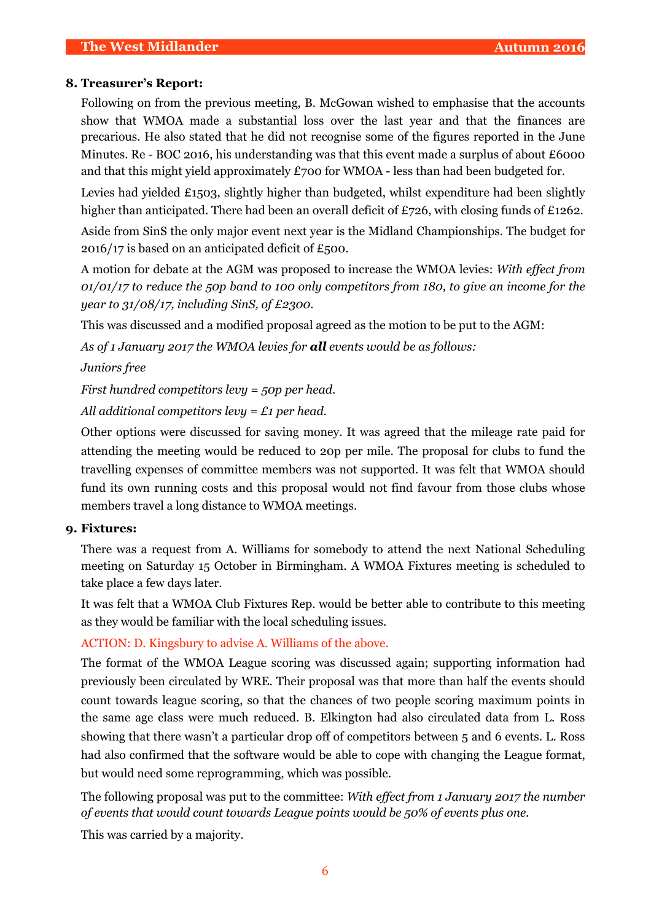**8. Treasurer's Report:**

Following on from the previous meeting, B. McGowan wished to emphasise that the accounts show that WMOA made a substantial loss over the last year and that the finances are precarious. He also stated that he did not recognise some of the figures reported in the June Minutes. Re - BOC 2016, his understanding was that this event made a surplus of about £6000 and that this might yield approximately £700 for WMOA - less than had been budgeted for.

Levies had yielded £1503, slightly higher than budgeted, whilst expenditure had been slightly higher than anticipated. There had been an overall deficit of £726, with closing funds of £1262.

Aside from SinS the only major event next year is the Midland Championships. The budget for 2016/17 is based on an anticipated deficit of £500.

A motion for debate at the AGM was proposed to increase the WMOA levies: *With effect from 01/01/17 to reduce the 50p band to 100 only competitors from 180, to give an income for the year to 31/08/17, including SinS, of £2300.*

This was discussed and a modified proposal agreed as the motion to be put to the AGM:

*As of 1 January 2017 the WMOA levies for* ***all*** *events would be as follows:*

*Juniors free*

*First hundred competitors levy = 50p per head.*

*All additional competitors levy = £1 per head.*

Other options were discussed for saving money. It was agreed that the mileage rate paid for attending the meeting would be reduced to 20p per mile. The proposal for clubs to fund the travelling expenses of committee members was not supported. It was felt that WMOA should fund its own running costs and this proposal would not find favour from those clubs whose members travel a long distance to WMOA meetings.

**9. Fixtures:**

There was a request from A. Williams for somebody to attend the next National Scheduling meeting on Saturday 15 October in Birmingham. A WMOA Fixtures meeting is scheduled to take place a few days later.

It was felt that a WMOA Club Fixtures Rep. would be better able to contribute to this meeting as they would be familiar with the local scheduling issues.

ACTION: D. Kingsbury to advise A. Williams of the above.

The format of the WMOA League scoring was discussed again; supporting information had previously been circulated by WRE. Their proposal was that more than half the events should count towards league scoring, so that the chances of two people scoring maximum points in the same age class were much reduced. B. Elkington had also circulated data from L. Ross showing that there wasn't a particular drop off of competitors between 5 and 6 events. L. Ross had also confirmed that the software would be able to cope with changing the League format, but would need some reprogramming, which was possible.

The following proposal was put to the committee: *With effect from 1 January 2017 the number of events that would count towards League points would be 50% of events plus one.*

This was carried by a majority.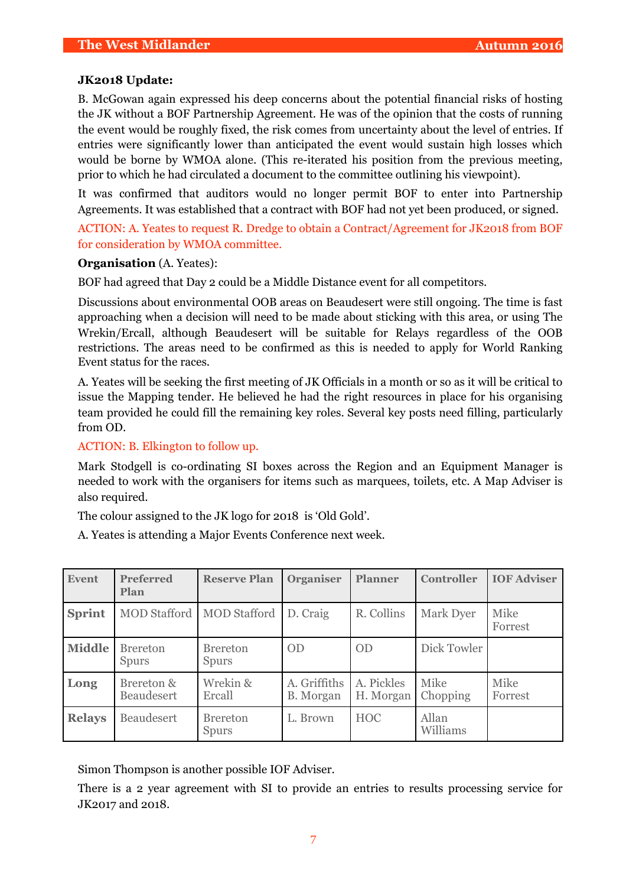**JK2018 Update:**

B. McGowan again expressed his deep concerns about the potential financial risks of hosting the JK without a BOF Partnership Agreement. He was of the opinion that the costs of running the event would be roughly fixed, the risk comes from uncertainty about the level of entries. If entries were significantly lower than anticipated the event would sustain high losses which would be borne by WMOA alone. (This re-iterated his position from the previous meeting, prior to which he had circulated a document to the committee outlining his viewpoint).

It was confirmed that auditors would no longer permit BOF to enter into Partnership Agreements. It was established that a contract with BOF had not yet been produced, or signed.

ACTION: A. Yeates to request R. Dredge to obtain a Contract/Agreement for JK2018 from BOF for consideration by WMOA committee.

**Organisation** (A. Yeates):

BOF had agreed that Day 2 could be a Middle Distance event for all competitors.

Discussions about environmental OOB areas on Beaudesert were still ongoing. The time is fast approaching when a decision will need to be made about sticking with this area, or using The Wrekin/Ercall, although Beaudesert will be suitable for Relays regardless of the OOB restrictions. The areas need to be confirmed as this is needed to apply for World Ranking Event status for the races.

A. Yeates will be seeking the first meeting of JK Officials in a month or so as it will be critical to issue the Mapping tender. He believed he had the right resources in place for his organising team provided he could fill the remaining key roles. Several key posts need filling, particularly from OD.

ACTION: B. Elkington to follow up.

Mark Stodgell is co-ordinating SI boxes across the Region and an Equipment Manager is needed to work with the organisers for items such as marquees, toilets, etc. A Map Adviser is also required.

The colour assigned to the JK logo for 2018 is 'Old Gold'.

A. Yeates is attending a Major Events Conference next week.

| Event | Preferred Plan | Reserve Plan | Organiser | Planner | Controller | IOF Adviser |
|---|---|---|---|---|---|---|
| **Sprint** | MOD Stafford | MOD Stafford | D. Craig | R. Collins | Mark Dyer | Mike Forrest |
| **Middle** | Brereton Spurs | Brereton Spurs | OD | OD | Dick Towler | |
| **Long** | Brereton & Beaudesert | Wrekin & Ercall | A. Griffiths B. Morgan | A. Pickles H. Morgan | Mike Chopping | Mike Forrest |
| **Relays** | Beaudesert | Brereton Spurs | L. Brown | HOC | Allan Williams | |

Simon Thompson is another possible IOF Adviser.

There is a 2 year agreement with SI to provide an entries to results processing service for JK2017 and 2018.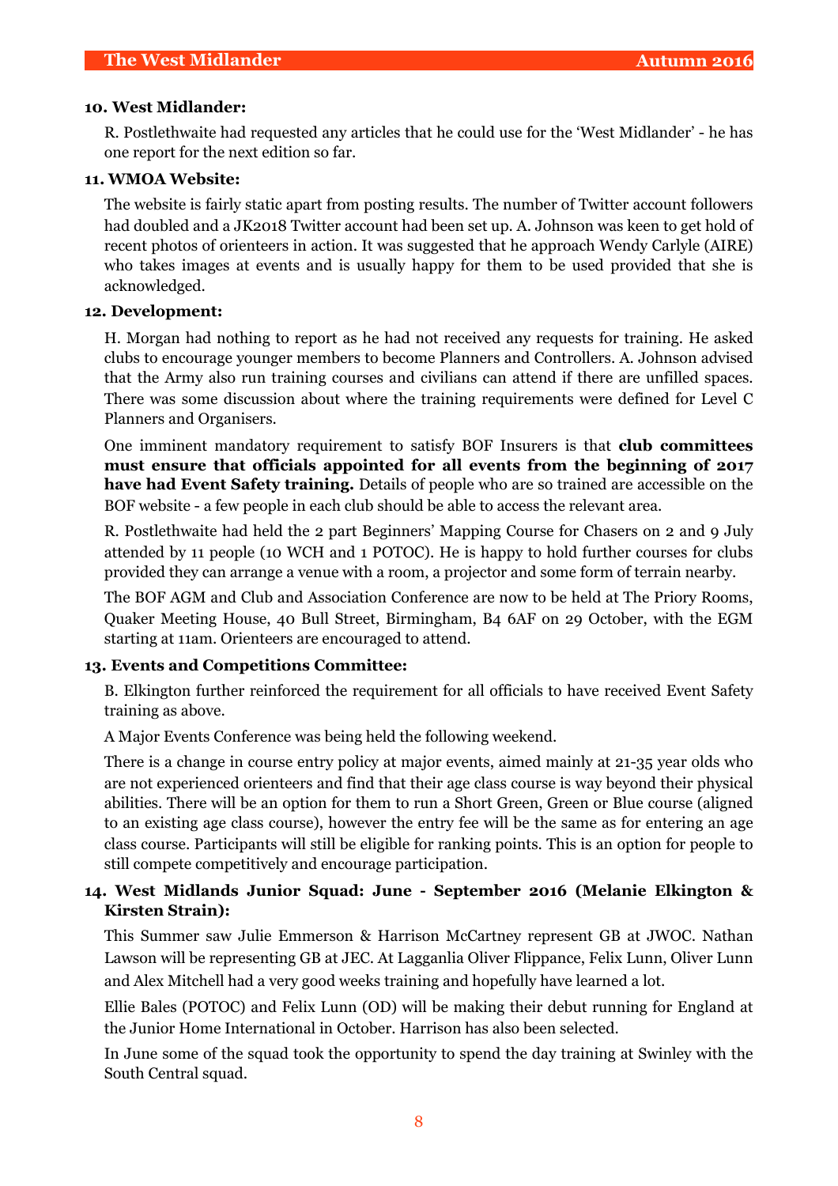**10. West Midlander:**

R. Postlethwaite had requested any articles that he could use for the 'West Midlander' - he has one report for the next edition so far.

**11. WMOA Website:**

The website is fairly static apart from posting results. The number of Twitter account followers had doubled and a JK2018 Twitter account had been set up. A. Johnson was keen to get hold of recent photos of orienteers in action. It was suggested that he approach Wendy Carlyle (AIRE) who takes images at events and is usually happy for them to be used provided that she is acknowledged.

**12. Development:**

H. Morgan had nothing to report as he had not received any requests for training. He asked clubs to encourage younger members to become Planners and Controllers. A. Johnson advised that the Army also run training courses and civilians can attend if there are unfilled spaces. There was some discussion about where the training requirements were defined for Level C Planners and Organisers.

One imminent mandatory requirement to satisfy BOF Insurers is that **club committees must ensure that officials appointed for all events from the beginning of 2017 have had Event Safety training.** Details of people who are so trained are accessible on the BOF website - a few people in each club should be able to access the relevant area.

R. Postlethwaite had held the 2 part Beginners' Mapping Course for Chasers on 2 and 9 July attended by 11 people (10 WCH and 1 POTOC). He is happy to hold further courses for clubs provided they can arrange a venue with a room, a projector and some form of terrain nearby.

The BOF AGM and Club and Association Conference are now to be held at The Priory Rooms, Quaker Meeting House, 40 Bull Street, Birmingham, B4 6AF on 29 October, with the EGM starting at 11am. Orienteers are encouraged to attend.

**13. Events and Competitions Committee:**

B. Elkington further reinforced the requirement for all officials to have received Event Safety training as above.

A Major Events Conference was being held the following weekend.

There is a change in course entry policy at major events, aimed mainly at 21-35 year olds who are not experienced orienteers and find that their age class course is way beyond their physical abilities. There will be an option for them to run a Short Green, Green or Blue course (aligned to an existing age class course), however the entry fee will be the same as for entering an age class course. Participants will still be eligible for ranking points. This is an option for people to still compete competitively and encourage participation.

**14. West Midlands Junior Squad: June - September 2016 (Melanie Elkington & Kirsten Strain):**

This Summer saw Julie Emmerson & Harrison McCartney represent GB at JWOC. Nathan Lawson will be representing GB at JEC. At Lagganlia Oliver Flippance, Felix Lunn, Oliver Lunn and Alex Mitchell had a very good weeks training and hopefully have learned a lot.

Ellie Bales (POTOC) and Felix Lunn (OD) will be making their debut running for England at the Junior Home International in October. Harrison has also been selected.

In June some of the squad took the opportunity to spend the day training at Swinley with the South Central squad.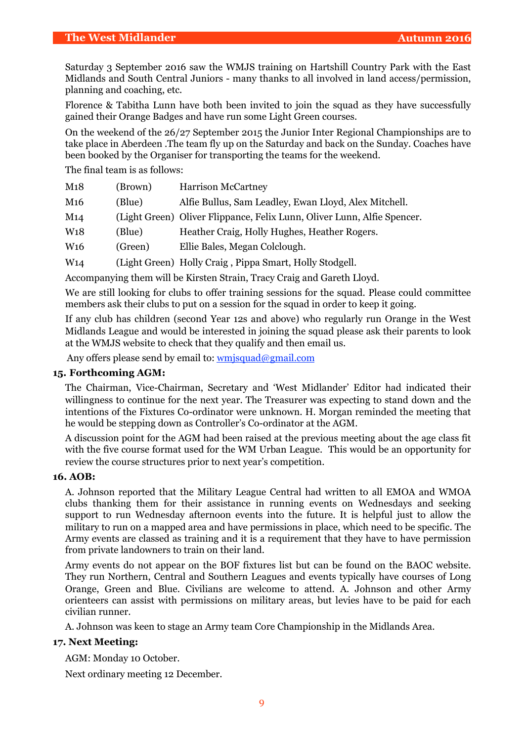Saturday 3 September 2016 saw the WMJS training on Hartshill Country Park with the East Midlands and South Central Juniors - many thanks to all involved in land access/permission, planning and coaching, etc.

Florence & Tabitha Lunn have both been invited to join the squad as they have successfully gained their Orange Badges and have run some Light Green courses.

On the weekend of the 26/27 September 2015 the Junior Inter Regional Championships are to take place in Aberdeen .The team fly up on the Saturday and back on the Sunday. Coaches have been booked by the Organiser for transporting the teams for the weekend.

The final team is as follows:

| | | |
|---|---|---|
| M18 | (Brown) | Harrison McCartney |
| M16 | (Blue) | Alfie Bullus, Sam Leadley, Ewan Lloyd, Alex Mitchell. |
| M14 | (Light Green) | Oliver Flippance, Felix Lunn, Oliver Lunn, Alfie Spencer. |
| W18 | (Blue) | Heather Craig, Holly Hughes, Heather Rogers. |
| W16 | (Green) | Ellie Bales, Megan Colclough. |
| W14 | (Light Green) | Holly Craig , Pippa Smart, Holly Stodgell. |

Accompanying them will be Kirsten Strain, Tracy Craig and Gareth Lloyd.

We are still looking for clubs to offer training sessions for the squad. Please could committee members ask their clubs to put on a session for the squad in order to keep it going.

If any club has children (second Year 12s and above) who regularly run Orange in the West Midlands League and would be interested in joining the squad please ask their parents to look at the WMJS website to check that they qualify and then email us.

Any offers please send by email to: wmjsquad@gmail.com

**15. Forthcoming AGM:**

The Chairman, Vice-Chairman, Secretary and 'West Midlander' Editor had indicated their willingness to continue for the next year. The Treasurer was expecting to stand down and the intentions of the Fixtures Co-ordinator were unknown. H. Morgan reminded the meeting that he would be stepping down as Controller's Co-ordinator at the AGM.

A discussion point for the AGM had been raised at the previous meeting about the age class fit with the five course format used for the WM Urban League. This would be an opportunity for review the course structures prior to next year's competition.

**16. AOB:**

A. Johnson reported that the Military League Central had written to all EMOA and WMOA clubs thanking them for their assistance in running events on Wednesdays and seeking support to run Wednesday afternoon events into the future. It is helpful just to allow the military to run on a mapped area and have permissions in place, which need to be specific. The Army events are classed as training and it is a requirement that they have to have permission from private landowners to train on their land.

Army events do not appear on the BOF fixtures list but can be found on the BAOC website. They run Northern, Central and Southern Leagues and events typically have courses of Long Orange, Green and Blue. Civilians are welcome to attend. A. Johnson and other Army orienteers can assist with permissions on military areas, but levies have to be paid for each civilian runner.

A. Johnson was keen to stage an Army team Core Championship in the Midlands Area.

**17. Next Meeting:**

AGM: Monday 10 October.

Next ordinary meeting 12 December.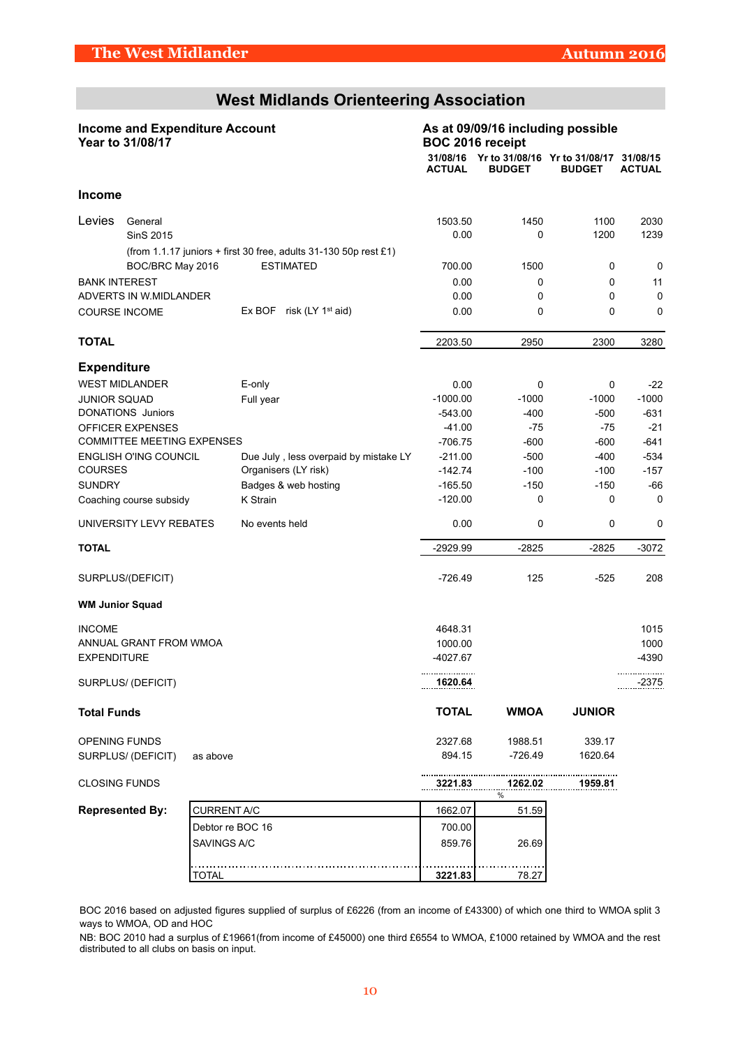# West Midlands Orienteering Association

| **Income and Expenditure Account Year to 31/08/17** | | **As at 09/09/16 including possible BOC 2016 receipt 31/08/16 ACTUAL** | **Yr to 31/08/16 BUDGET** | **Yr to 31/08/17 BUDGET** | **31/08/15 ACTUAL** |
|---|---|---|---|---|---|
| **Income** | | | | | |
| Levies General | | 1503.50 | 1450 | 1100 | 2030 |
| SinS 2015 | | 0.00 | 0 | 1200 | 1239 |
| (from 1.1.17 juniors + first 30 free, adults 31-130 50p rest £1) | | | | | |
| BOC/BRC May 2016 | ESTIMATED | 700.00 | 1500 | 0 | 0 |
| BANK INTEREST | | 0.00 | 0 | 0 | 11 |
| ADVERTS IN W.MIDLANDER | | 0.00 | 0 | 0 | 0 |
| COURSE INCOME | Ex BOF risk (LY 1st aid) | 0.00 | 0 | 0 | 0 |
| **TOTAL** | | 2203.50 | 2950 | 2300 | 3280 |
| **Expenditure** | | | | | |
| WEST MIDLANDER | E-only | 0.00 | 0 | 0 | -22 |
| JUNIOR SQUAD | Full year | -1000.00 | -1000 | -1000 | -1000 |
| DONATIONS Juniors | | -543.00 | -400 | -500 | -631 |
| OFFICER EXPENSES | | -41.00 | -75 | -75 | -21 |
| COMMITTEE MEETING EXPENSES | | -706.75 | -600 | -600 | -641 |
| ENGLISH O'ING COUNCIL | Due July , less overpaid by mistake LY | -211.00 | -500 | -400 | -534 |
| COURSES | Organisers (LY risk) | -142.74 | -100 | -100 | -157 |
| SUNDRY | Badges & web hosting | -165.50 | -150 | -150 | -66 |
| Coaching course subsidy | K Strain | -120.00 | 0 | 0 | 0 |
| UNIVERSITY LEVY REBATES | No events held | 0.00 | 0 | 0 | 0 |
| **TOTAL** | | -2929.99 | -2825 | -2825 | -3072 |
| SURPLUS/(DEFICIT) | | -726.49 | 125 | -525 | 208 |
| **WM Junior Squad** | | | | | |
| INCOME | | 4648.31 | | | 1015 |
| ANNUAL GRANT FROM WMOA | | 1000.00 | | | 1000 |
| EXPENDITURE | | -4027.67 | | | -4390 |
| SURPLUS/ (DEFICIT) | | **1620.64** | | | -2375 |

| **Total Funds** | | **TOTAL** | **WMOA** | **JUNIOR** |
|---|---|---|---|---|
| OPENING FUNDS | | 2327.68 | 1988.51 | 339.17 |
| SURPLUS/ (DEFICIT) | as above | 894.15 | -726.49 | 1620.64 |
| CLOSING FUNDS | | **3221.83** | **1262.02** | **1959.81** |

| **Represented By:** | | | % |
|---|---|---|---|
| | CURRENT A/C | 1662.07 | 51.59 |
| | Debtor re BOC 16 | 700.00 | |
| | SAVINGS A/C | 859.76 | 26.69 |
| | TOTAL | **3221.83** | 78.27 |

BOC 2016 based on adjusted figures supplied of surplus of £6226 (from an income of £43300) of which one third to WMOA split 3 ways to WMOA, OD and HOC

NB: BOC 2010 had a surplus of £19661(from income of £45000) one third £6554 to WMOA, £1000 retained by WMOA and the rest distributed to all clubs on basis on input.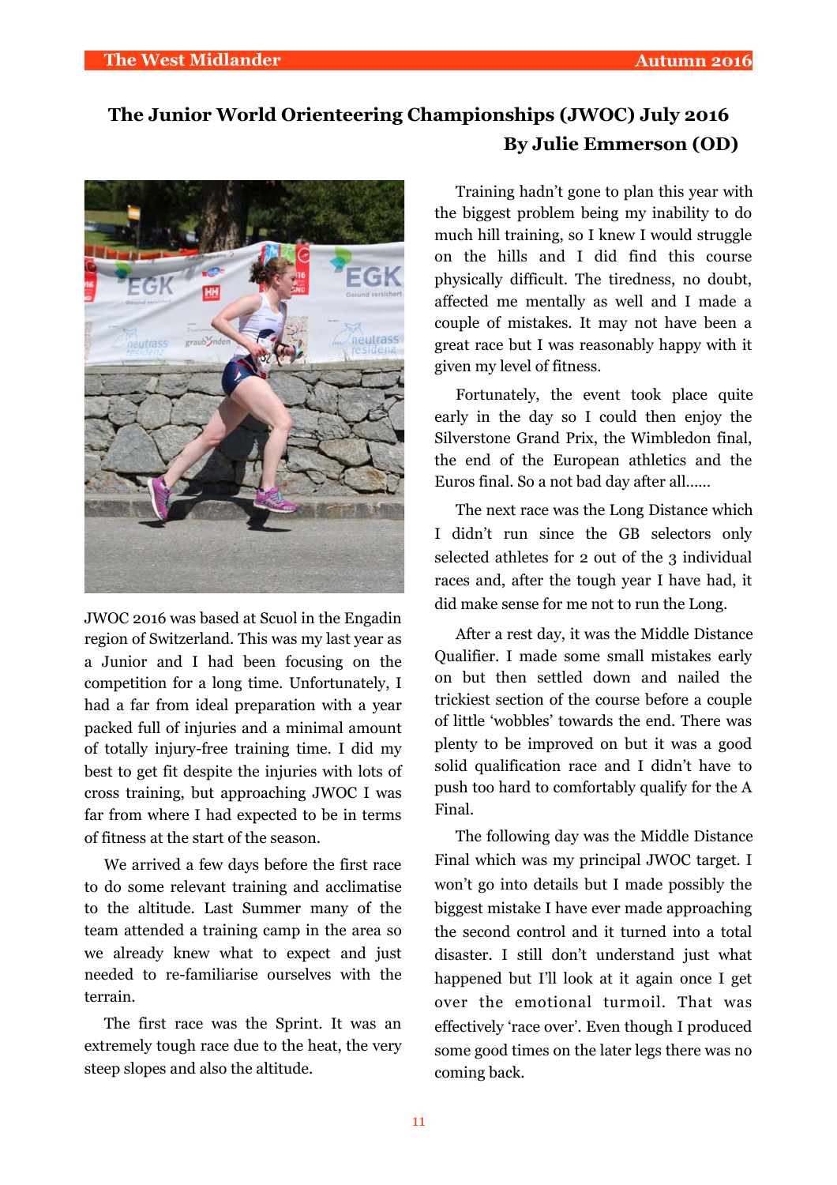## The Junior World Orienteering Championships (JWOC) July 2016

**By Julie Emmerson (OD)**

JWOC 2016 was based at Scuol in the Engadin region of Switzerland. This was my last year as a Junior and I had been focusing on the competition for a long time. Unfortunately, I had a far from ideal preparation with a year packed full of injuries and a minimal amount of totally injury-free training time. I did my best to get fit despite the injuries with lots of cross training, but approaching JWOC I was far from where I had expected to be in terms of fitness at the start of the season.

We arrived a few days before the first race to do some relevant training and acclimatise to the altitude. Last Summer many of the team attended a training camp in the area so we already knew what to expect and just needed to re-familiarise ourselves with the terrain.

The first race was the Sprint. It was an extremely tough race due to the heat, the very steep slopes and also the altitude.

Training hadn't gone to plan this year with the biggest problem being my inability to do much hill training, so I knew I would struggle on the hills and I did find this course physically difficult. The tiredness, no doubt, affected me mentally as well and I made a couple of mistakes. It may not have been a great race but I was reasonably happy with it given my level of fitness.

Fortunately, the event took place quite early in the day so I could then enjoy the Silverstone Grand Prix, the Wimbledon final, the end of the European athletics and the Euros final. So a not bad day after all......

The next race was the Long Distance which I didn't run since the GB selectors only selected athletes for 2 out of the 3 individual races and, after the tough year I have had, it did make sense for me not to run the Long.

After a rest day, it was the Middle Distance Qualifier. I made some small mistakes early on but then settled down and nailed the trickiest section of the course before a couple of little 'wobbles' towards the end. There was plenty to be improved on but it was a good solid qualification race and I didn't have to push too hard to comfortably qualify for the A Final.

The following day was the Middle Distance Final which was my principal JWOC target. I won't go into details but I made possibly the biggest mistake I have ever made approaching the second control and it turned into a total disaster. I still don't understand just what happened but I'll look at it again once I get over the emotional turmoil. That was effectively 'race over'. Even though I produced some good times on the later legs there was no coming back.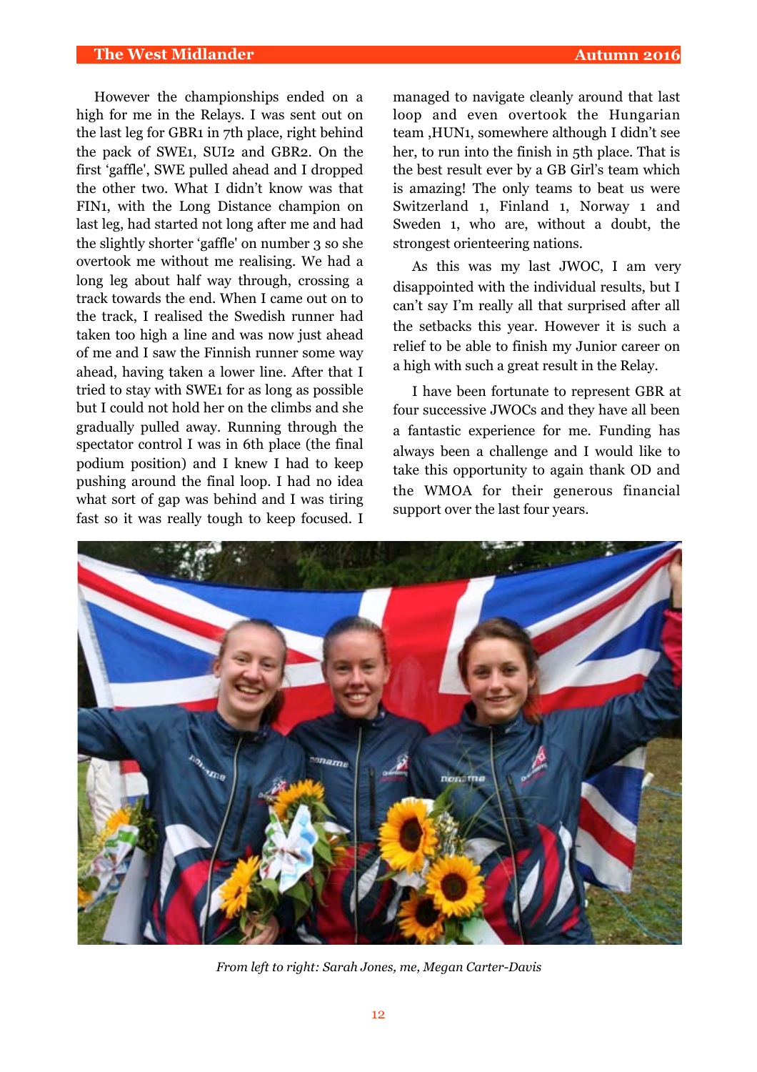However the championships ended on a high for me in the Relays. I was sent out on the last leg for GBR1 in 7th place, right behind the pack of SWE1, SUI2 and GBR2. On the first 'gaffle', SWE pulled ahead and I dropped the other two. What I didn't know was that FIN1, with the Long Distance champion on last leg, had started not long after me and had the slightly shorter 'gaffle' on number 3 so she overtook me without me realising. We had a long leg about half way through, crossing a track towards the end. When I came out on to the track, I realised the Swedish runner had taken too high a line and was now just ahead of me and I saw the Finnish runner some way ahead, having taken a lower line. After that I tried to stay with SWE1 for as long as possible but I could not hold her on the climbs and she gradually pulled away. Running through the spectator control I was in 6th place (the final podium position) and I knew I had to keep pushing around the final loop. I had no idea what sort of gap was behind and I was tiring fast so it was really tough to keep focused. I managed to navigate cleanly around that last loop and even overtook the Hungarian team ,HUN1, somewhere although I didn't see her, to run into the finish in 5th place. That is the best result ever by a GB Girl's team which is amazing! The only teams to beat us were Switzerland 1, Finland 1, Norway 1 and Sweden 1, who are, without a doubt, the strongest orienteering nations.

As this was my last JWOC, I am very disappointed with the individual results, but I can't say I'm really all that surprised after all the setbacks this year. However it is such a relief to be able to finish my Junior career on a high with such a great result in the Relay.

I have been fortunate to represent GBR at four successive JWOCs and they have all been a fantastic experience for me. Funding has always been a challenge and I would like to take this opportunity to again thank OD and the WMOA for their generous financial support over the last four years.

*From left to right: Sarah Jones, me, Megan Carter-Davis*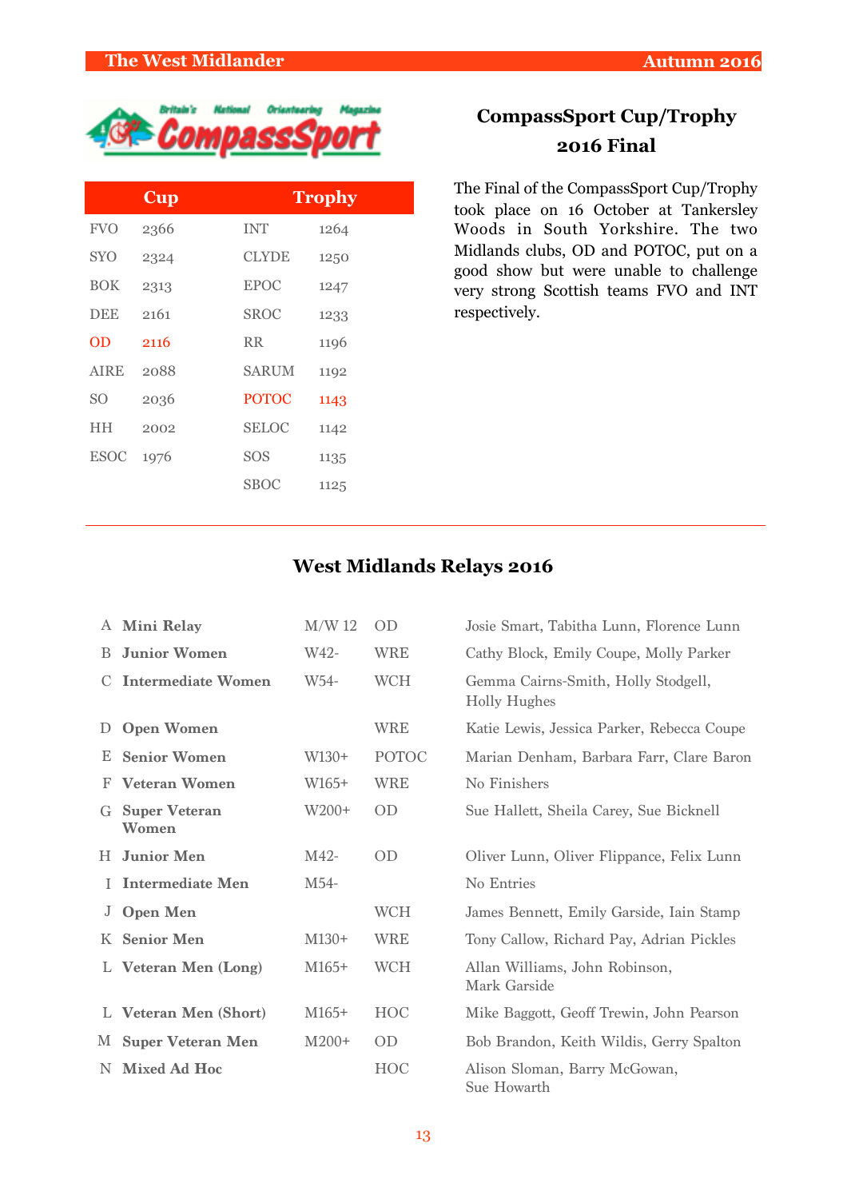## CompassSport Cup/Trophy 2016 Final

| Cup | | Trophy | |
|---|---|---|---|
| FVO | 2366 | INT | 1264 |
| SYO | 2324 | CLYDE | 1250 |
| BOK | 2313 | EPOC | 1247 |
| DEE | 2161 | SROC | 1233 |
| OD | 2116 | RR | 1196 |
| AIRE | 2088 | SARUM | 1192 |
| SO | 2036 | POTOC | 1143 |
| HH | 2002 | SELOC | 1142 |
| ESOC | 1976 | SOS | 1135 |
| | | SBOC | 1125 |

The Final of the CompassSport Cup/Trophy took place on 16 October at Tankersley Woods in South Yorkshire. The two Midlands clubs, OD and POTOC, put on a good show but were unable to challenge very strong Scottish teams FVO and INT respectively.

---

## West Midlands Relays 2016

| | | | | |
|---|---|---|---|---|
| A | **Mini Relay** | M/W 12 | OD | Josie Smart, Tabitha Lunn, Florence Lunn |
| B | **Junior Women** | W42- | WRE | Cathy Block, Emily Coupe, Molly Parker |
| C | **Intermediate Women** | W54- | WCH | Gemma Cairns-Smith, Holly Stodgell, Holly Hughes |
| D | **Open Women** | | WRE | Katie Lewis, Jessica Parker, Rebecca Coupe |
| E | **Senior Women** | W130+ | POTOC | Marian Denham, Barbara Farr, Clare Baron |
| F | **Veteran Women** | W165+ | WRE | No Finishers |
| G | **Super Veteran Women** | W200+ | OD | Sue Hallett, Sheila Carey, Sue Bicknell |
| H | **Junior Men** | M42- | OD | Oliver Lunn, Oliver Flippance, Felix Lunn |
| I | **Intermediate Men** | M54- | | No Entries |
| J | **Open Men** | | WCH | James Bennett, Emily Garside, Iain Stamp |
| K | **Senior Men** | M130+ | WRE | Tony Callow, Richard Pay, Adrian Pickles |
| L | **Veteran Men (Long)** | M165+ | WCH | Allan Williams, John Robinson, Mark Garside |
| L | **Veteran Men (Short)** | M165+ | HOC | Mike Baggott, Geoff Trewin, John Pearson |
| M | **Super Veteran Men** | M200+ | OD | Bob Brandon, Keith Wildis, Gerry Spalton |
| N | **Mixed Ad Hoc** | | HOC | Alison Sloman, Barry McGowan, Sue Howarth |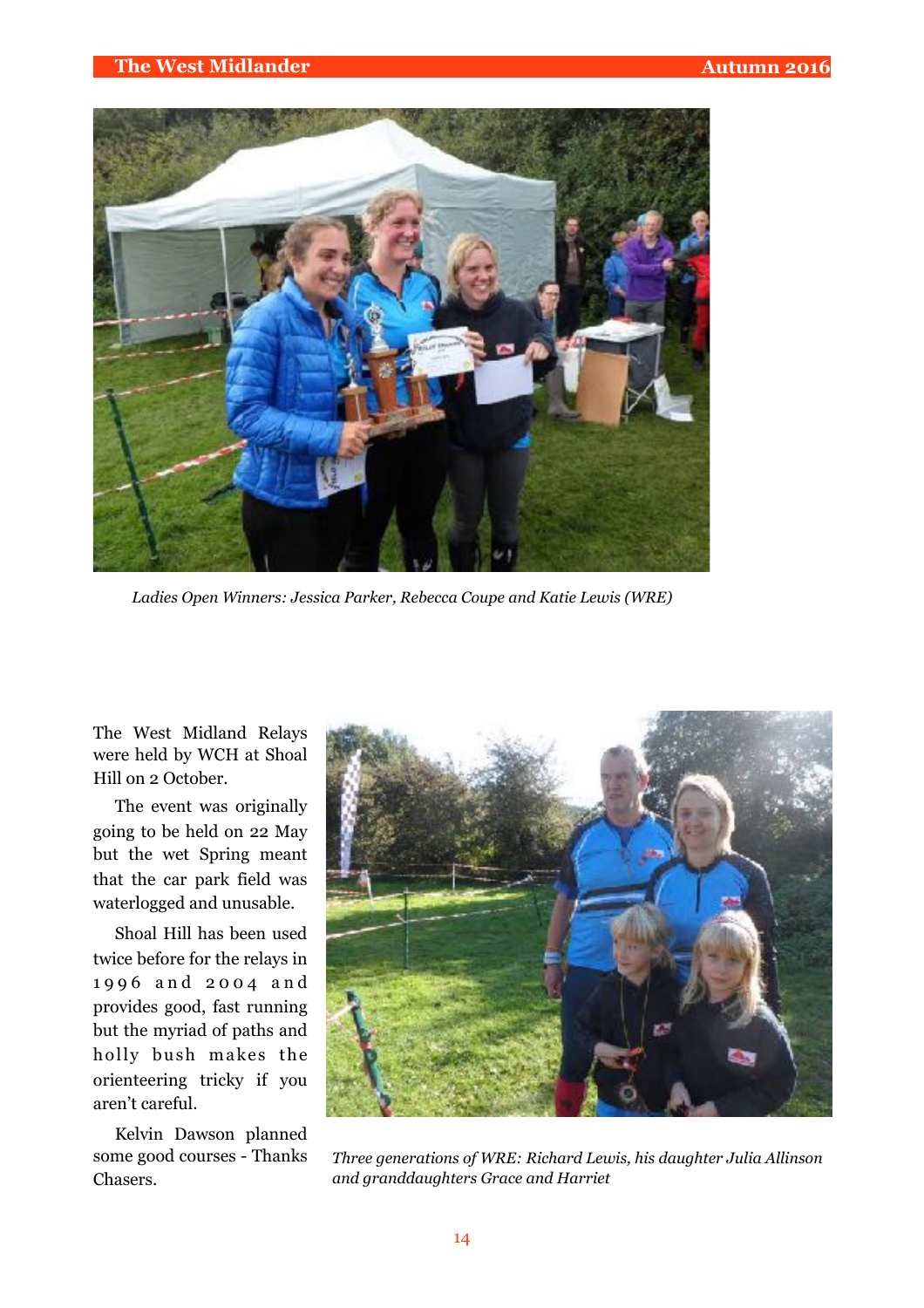*Ladies Open Winners: Jessica Parker, Rebecca Coupe and Katie Lewis (WRE)*

The West Midland Relays were held by WCH at Shoal Hill on 2 October.

The event was originally going to be held on 22 May but the wet Spring meant that the car park field was waterlogged and unusable.

Shoal Hill has been used twice before for the relays in 1996 and 2004 and provides good, fast running but the myriad of paths and holly bush makes the orienteering tricky if you aren't careful.

Kelvin Dawson planned some good courses - Thanks Chasers.

*Three generations of WRE: Richard Lewis, his daughter Julia Allinson and granddaughters Grace and Harriet*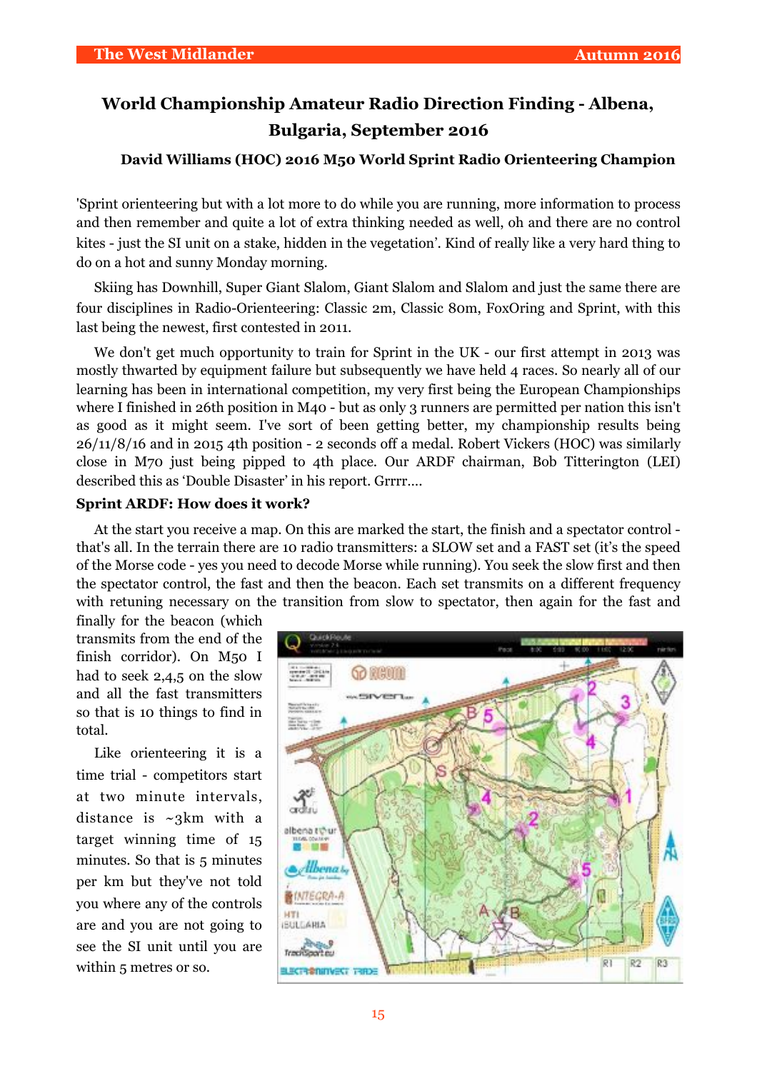# World Championship Amateur Radio Direction Finding - Albena, Bulgaria, September 2016

### David Williams (HOC) 2016 M50 World Sprint Radio Orienteering Champion

'Sprint orienteering but with a lot more to do while you are running, more information to process and then remember and quite a lot of extra thinking needed as well, oh and there are no control kites - just the SI unit on a stake, hidden in the vegetation'. Kind of really like a very hard thing to do on a hot and sunny Monday morning.

Skiing has Downhill, Super Giant Slalom, Giant Slalom and Slalom and just the same there are four disciplines in Radio-Orienteering: Classic 2m, Classic 80m, FoxOring and Sprint, with this last being the newest, first contested in 2011.

We don't get much opportunity to train for Sprint in the UK - our first attempt in 2013 was mostly thwarted by equipment failure but subsequently we have held 4 races. So nearly all of our learning has been in international competition, my very first being the European Championships where I finished in 26th position in M40 - but as only 3 runners are permitted per nation this isn't as good as it might seem. I've sort of been getting better, my championship results being 26/11/8/16 and in 2015 4th position - 2 seconds off a medal. Robert Vickers (HOC) was similarly close in M70 just being pipped to 4th place. Our ARDF chairman, Bob Titterington (LEI) described this as 'Double Disaster' in his report. Grrrr....

**Sprint ARDF: How does it work?**

At the start you receive a map. On this are marked the start, the finish and a spectator control - that's all. In the terrain there are 10 radio transmitters: a SLOW set and a FAST set (it's the speed of the Morse code - yes you need to decode Morse while running). You seek the slow first and then the spectator control, the fast and then the beacon. Each set transmits on a different frequency with retuning necessary on the transition from slow to spectator, then again for the fast and finally for the beacon (which transmits from the end of the finish corridor). On M50 I had to seek 2,4,5 on the slow and all the fast transmitters so that is 10 things to find in total.

Like orienteering it is a time trial - competitors start at two minute intervals, distance is ~3km with a target winning time of 15 minutes. So that is 5 minutes per km but they've not told you where any of the controls are and you are not going to see the SI unit until you are within 5 metres or so.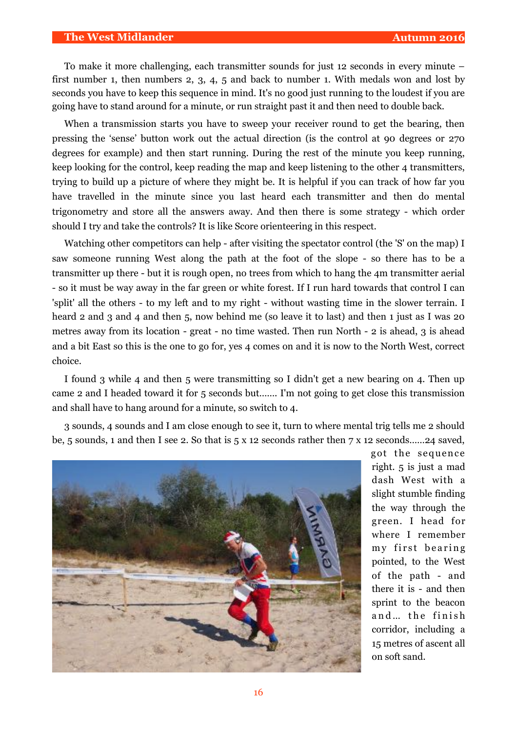To make it more challenging, each transmitter sounds for just 12 seconds in every minute – first number 1, then numbers 2, 3, 4, 5 and back to number 1. With medals won and lost by seconds you have to keep this sequence in mind. It's no good just running to the loudest if you are going have to stand around for a minute, or run straight past it and then need to double back.

When a transmission starts you have to sweep your receiver round to get the bearing, then pressing the 'sense' button work out the actual direction (is the control at 90 degrees or 270 degrees for example) and then start running. During the rest of the minute you keep running, keep looking for the control, keep reading the map and keep listening to the other 4 transmitters, trying to build up a picture of where they might be. It is helpful if you can track of how far you have travelled in the minute since you last heard each transmitter and then do mental trigonometry and store all the answers away. And then there is some strategy - which order should I try and take the controls? It is like Score orienteering in this respect.

Watching other competitors can help - after visiting the spectator control (the 'S' on the map) I saw someone running West along the path at the foot of the slope - so there has to be a transmitter up there - but it is rough open, no trees from which to hang the 4m transmitter aerial - so it must be way away in the far green or white forest. If I run hard towards that control I can 'split' all the others - to my left and to my right - without wasting time in the slower terrain. I heard 2 and 3 and 4 and then 5, now behind me (so leave it to last) and then 1 just as I was 20 metres away from its location - great - no time wasted. Then run North - 2 is ahead, 3 is ahead and a bit East so this is the one to go for, yes 4 comes on and it is now to the North West, correct choice.

I found 3 while 4 and then 5 were transmitting so I didn't get a new bearing on 4. Then up came 2 and I headed toward it for 5 seconds but....... I'm not going to get close this transmission and shall have to hang around for a minute, so switch to 4.

3 sounds, 4 sounds and I am close enough to see it, turn to where mental trig tells me 2 should be, 5 sounds, 1 and then I see 2. So that is 5 x 12 seconds rather then 7 x 12 seconds......24 saved, got the sequence right. 5 is just a mad dash West with a slight stumble finding the way through the green. I head for where I remember my first bearing pointed, to the West of the path - and there it is - and then sprint to the beacon and... the finish corridor, including a 15 metres of ascent all on soft sand.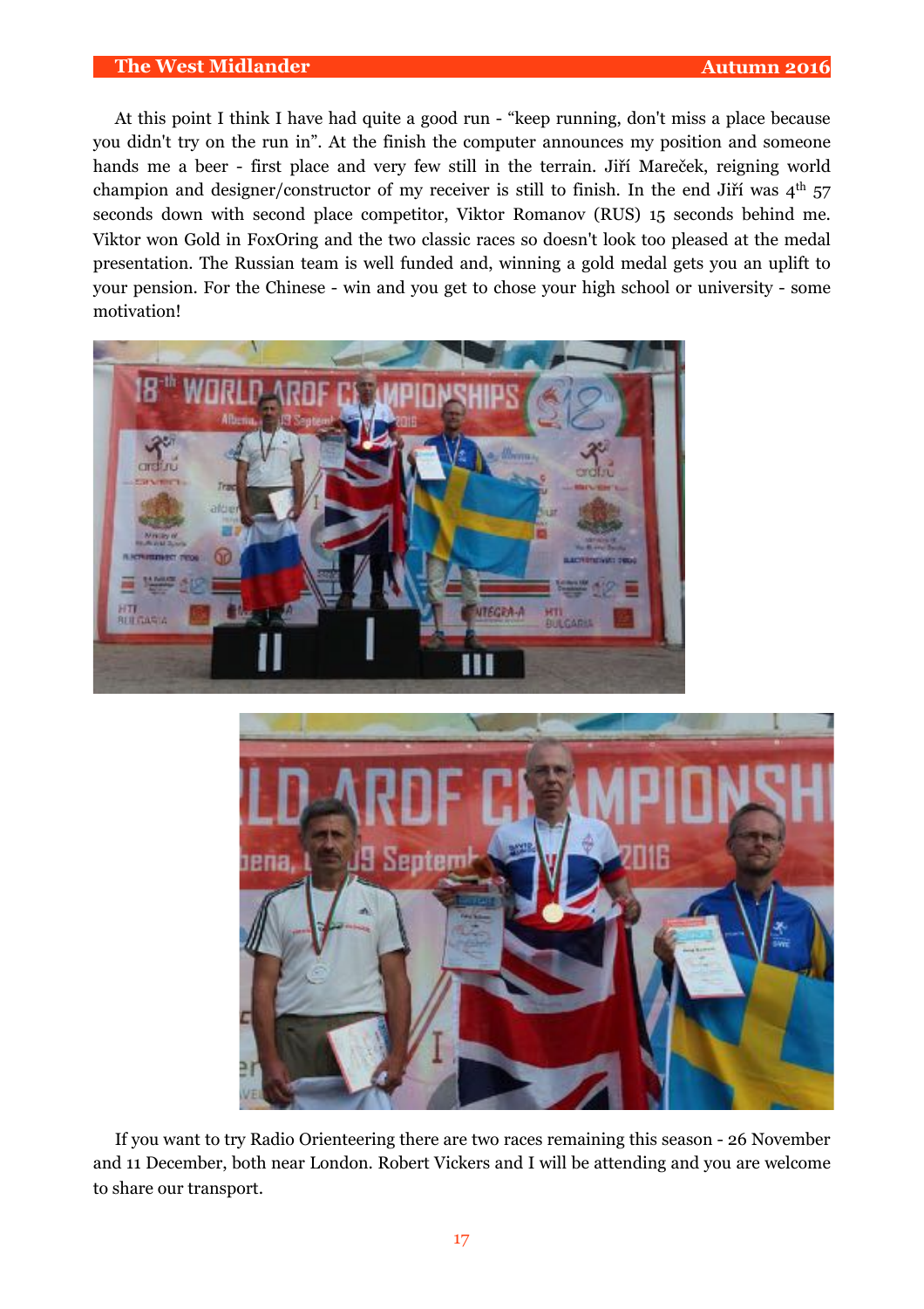At this point I think I have had quite a good run - “keep running, don't miss a place because you didn't try on the run in”. At the finish the computer announces my position and someone hands me a beer - first place and very few still in the terrain. Jiří Mareček, reigning world champion and designer/constructor of my receiver is still to finish. In the end Jiří was 4th 57 seconds down with second place competitor, Viktor Romanov (RUS) 15 seconds behind me. Viktor won Gold in FoxOring and the two classic races so doesn't look too pleased at the medal presentation. The Russian team is well funded and, winning a gold medal gets you an uplift to your pension. For the Chinese - win and you get to chose your high school or university - some motivation!

If you want to try Radio Orienteering there are two races remaining this season - 26 November and 11 December, both near London. Robert Vickers and I will be attending and you are welcome to share our transport.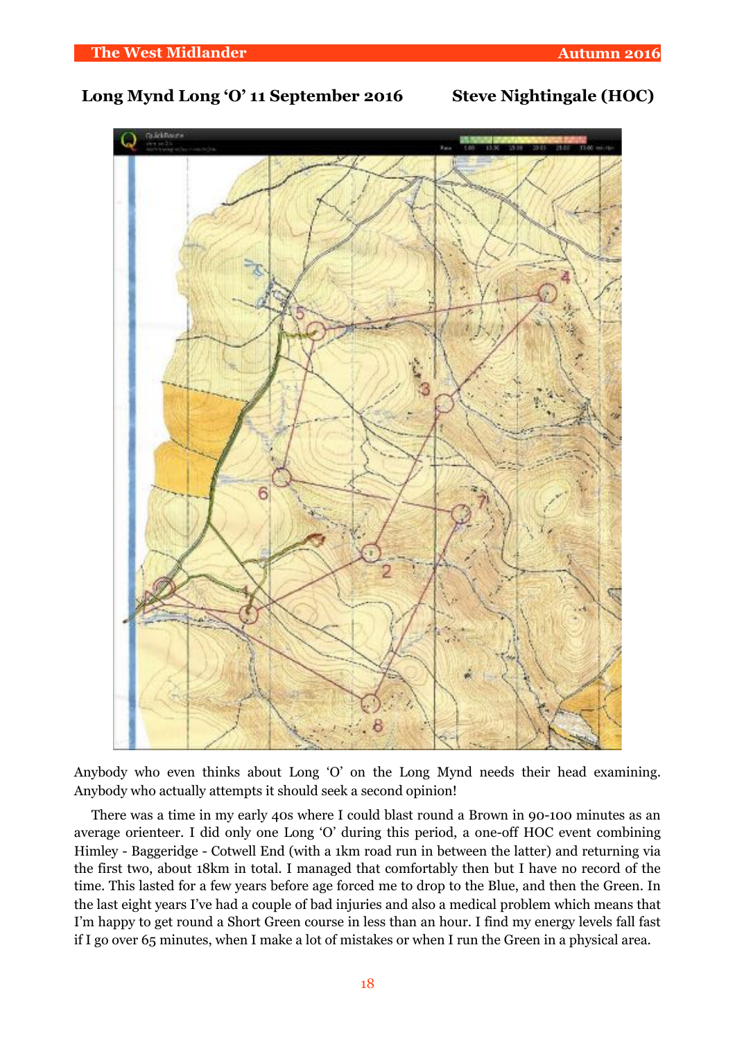## Long Mynd Long 'O' 11 September 2016 — Steve Nightingale (HOC)

Anybody who even thinks about Long 'O' on the Long Mynd needs their head examining. Anybody who actually attempts it should seek a second opinion!

There was a time in my early 40s where I could blast round a Brown in 90-100 minutes as an average orienteer. I did only one Long 'O' during this period, a one-off HOC event combining Himley - Baggeridge - Cotwell End (with a 1km road run in between the latter) and returning via the first two, about 18km in total. I managed that comfortably then but I have no record of the time. This lasted for a few years before age forced me to drop to the Blue, and then the Green. In the last eight years I've had a couple of bad injuries and also a medical problem which means that I'm happy to get round a Short Green course in less than an hour. I find my energy levels fall fast if I go over 65 minutes, when I make a lot of mistakes or when I run the Green in a physical area.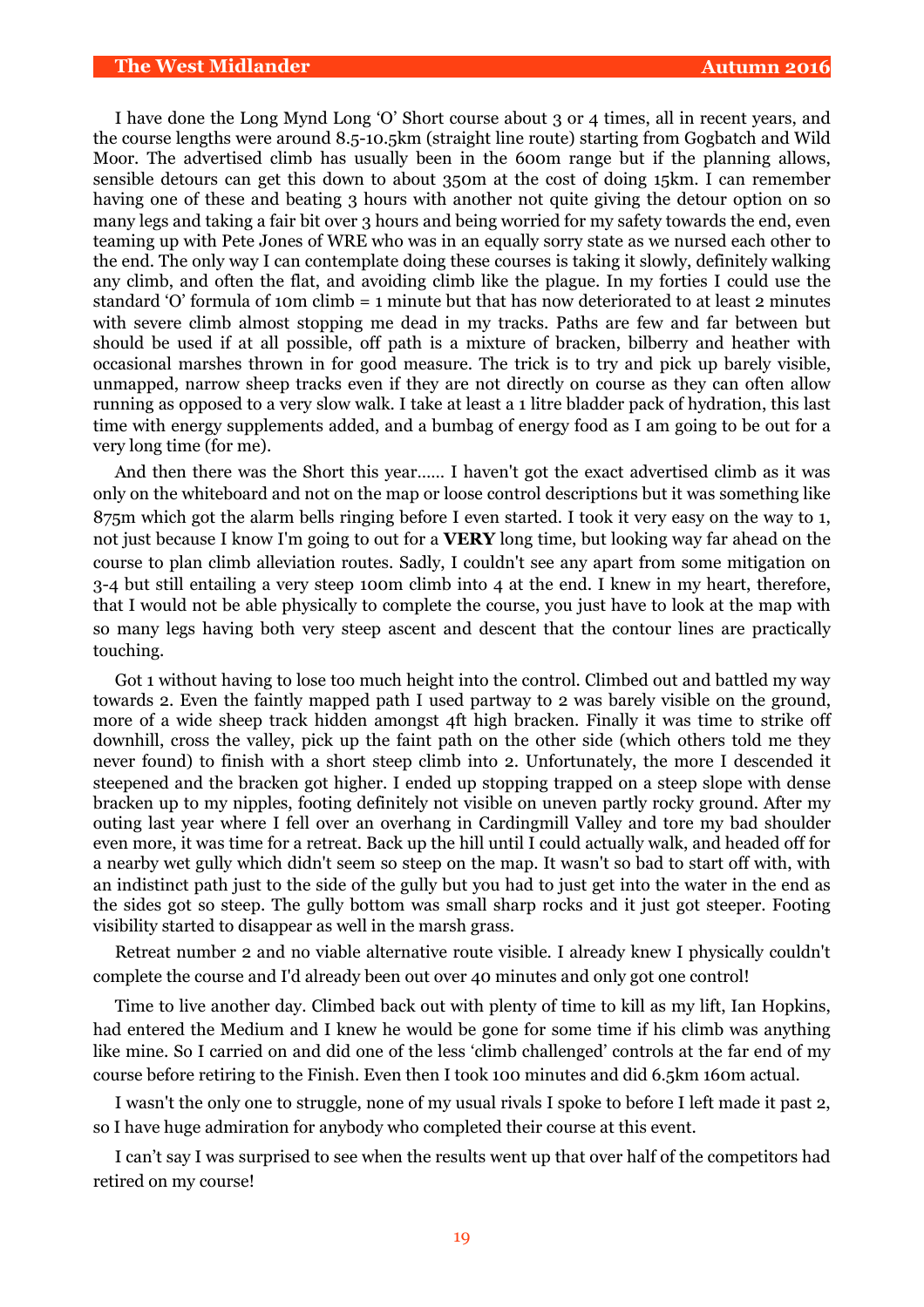I have done the Long Mynd Long 'O' Short course about 3 or 4 times, all in recent years, and the course lengths were around 8.5-10.5km (straight line route) starting from Gogbatch and Wild Moor. The advertised climb has usually been in the 600m range but if the planning allows, sensible detours can get this down to about 350m at the cost of doing 15km. I can remember having one of these and beating 3 hours with another not quite giving the detour option on so many legs and taking a fair bit over 3 hours and being worried for my safety towards the end, even teaming up with Pete Jones of WRE who was in an equally sorry state as we nursed each other to the end. The only way I can contemplate doing these courses is taking it slowly, definitely walking any climb, and often the flat, and avoiding climb like the plague. In my forties I could use the standard 'O' formula of 10m climb = 1 minute but that has now deteriorated to at least 2 minutes with severe climb almost stopping me dead in my tracks. Paths are few and far between but should be used if at all possible, off path is a mixture of bracken, bilberry and heather with occasional marshes thrown in for good measure. The trick is to try and pick up barely visible, unmapped, narrow sheep tracks even if they are not directly on course as they can often allow running as opposed to a very slow walk. I take at least a 1 litre bladder pack of hydration, this last time with energy supplements added, and a bumbag of energy food as I am going to be out for a very long time (for me).

And then there was the Short this year…… I haven't got the exact advertised climb as it was only on the whiteboard and not on the map or loose control descriptions but it was something like 875m which got the alarm bells ringing before I even started. I took it very easy on the way to 1, not just because I know I'm going to out for a **VERY** long time, but looking way far ahead on the course to plan climb alleviation routes. Sadly, I couldn't see any apart from some mitigation on 3-4 but still entailing a very steep 100m climb into 4 at the end. I knew in my heart, therefore, that I would not be able physically to complete the course, you just have to look at the map with so many legs having both very steep ascent and descent that the contour lines are practically touching.

Got 1 without having to lose too much height into the control. Climbed out and battled my way towards 2. Even the faintly mapped path I used partway to 2 was barely visible on the ground, more of a wide sheep track hidden amongst 4ft high bracken. Finally it was time to strike off downhill, cross the valley, pick up the faint path on the other side (which others told me they never found) to finish with a short steep climb into 2. Unfortunately, the more I descended it steepened and the bracken got higher. I ended up stopping trapped on a steep slope with dense bracken up to my nipples, footing definitely not visible on uneven partly rocky ground. After my outing last year where I fell over an overhang in Cardingmill Valley and tore my bad shoulder even more, it was time for a retreat. Back up the hill until I could actually walk, and headed off for a nearby wet gully which didn't seem so steep on the map. It wasn't so bad to start off with, with an indistinct path just to the side of the gully but you had to just get into the water in the end as the sides got so steep. The gully bottom was small sharp rocks and it just got steeper. Footing visibility started to disappear as well in the marsh grass.

Retreat number 2 and no viable alternative route visible. I already knew I physically couldn't complete the course and I'd already been out over 40 minutes and only got one control!

Time to live another day. Climbed back out with plenty of time to kill as my lift, Ian Hopkins, had entered the Medium and I knew he would be gone for some time if his climb was anything like mine. So I carried on and did one of the less 'climb challenged' controls at the far end of my course before retiring to the Finish. Even then I took 100 minutes and did 6.5km 160m actual.

I wasn't the only one to struggle, none of my usual rivals I spoke to before I left made it past 2, so I have huge admiration for anybody who completed their course at this event.

I can't say I was surprised to see when the results went up that over half of the competitors had retired on my course!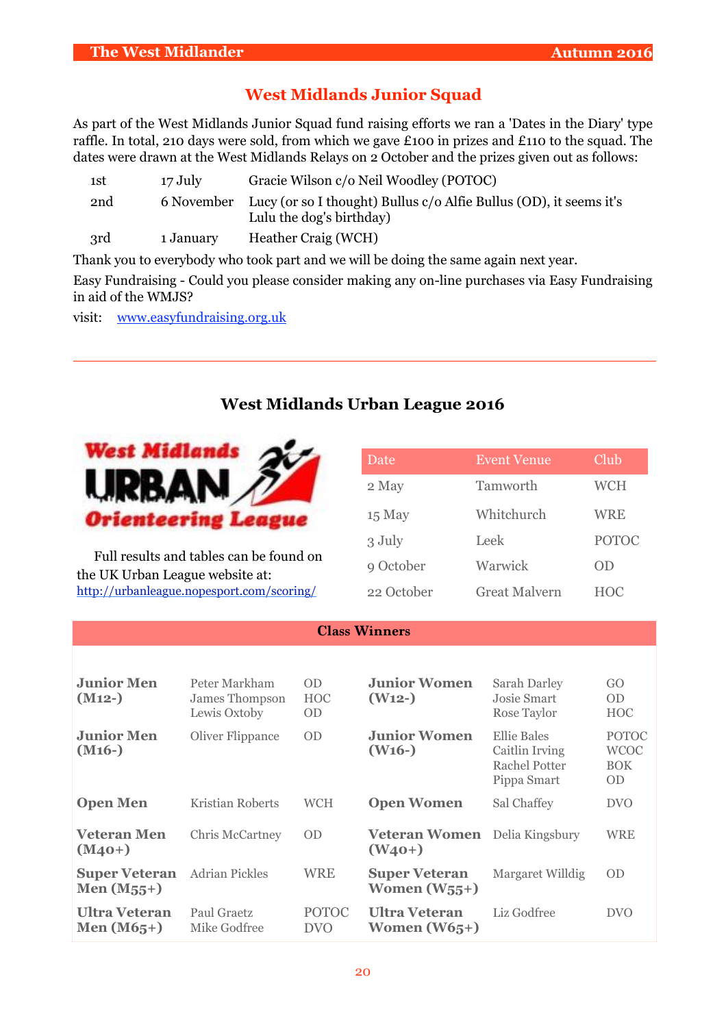## West Midlands Junior Squad

As part of the West Midlands Junior Squad fund raising efforts we ran a 'Dates in the Diary' type raffle. In total, 210 days were sold, from which we gave £100 in prizes and £110 to the squad. The dates were drawn at the West Midlands Relays on 2 October and the prizes given out as follows:

| | | |
|---|---|---|
| 1st | 17 July | Gracie Wilson c/o Neil Woodley (POTOC) |
| 2nd | 6 November | Lucy (or so I thought) Bullus c/o Alfie Bullus (OD), it seems it's Lulu the dog's birthday) |
| 3rd | 1 January | Heather Craig (WCH) |

Thank you to everybody who took part and we will be doing the same again next year.

Easy Fundraising - Could you please consider making any on-line purchases via Easy Fundraising in aid of the WMJS?

visit: [www.easyfundraising.org.uk](http://www.easyfundraising.org.uk)

---

## West Midlands Urban League 2016

West Midlands URBAN Orienteering League

Full results and tables can be found on the UK Urban League website at: [http://urbanleague.nopesport.com/scoring/](http://urbanleague.nopesport.com/scoring/)

| Date | Event Venue | Club |
|---|---|---|
| 2 May | Tamworth | WCH |
| 15 May | Whitchurch | WRE |
| 3 July | Leek | POTOC |
| 9 October | Warwick | OD |
| 22 October | Great Malvern | HOC |

### Class Winners

| | | | | | |
|---|---|---|---|---|---|
| **Junior Men (M12-)** | Peter Markham<br>James Thompson<br>Lewis Oxtoby | OD<br>HOC<br>OD | **Junior Women (W12-)** | Sarah Darley<br>Josie Smart<br>Rose Taylor | GO<br>OD<br>HOC |
| **Junior Men (M16-)** | Oliver Flippance | OD | **Junior Women (W16-)** | Ellie Bales<br>Caitlin Irving<br>Rachel Potter<br>Pippa Smart | POTOC<br>WCOC<br>BOK<br>OD |
| **Open Men** | Kristian Roberts | WCH | **Open Women** | Sal Chaffey | DVO |
| **Veteran Men (M40+)** | Chris McCartney | OD | **Veteran Women (W40+)** | Delia Kingsbury | WRE |
| **Super Veteran Men (M55+)** | Adrian Pickles | WRE | **Super Veteran Women (W55+)** | Margaret Willdig | OD |
| **Ultra Veteran Men (M65+)** | Paul Graetz<br>Mike Godfree | POTOC<br>DVO | **Ultra Veteran Women (W65+)** | Liz Godfree | DVO |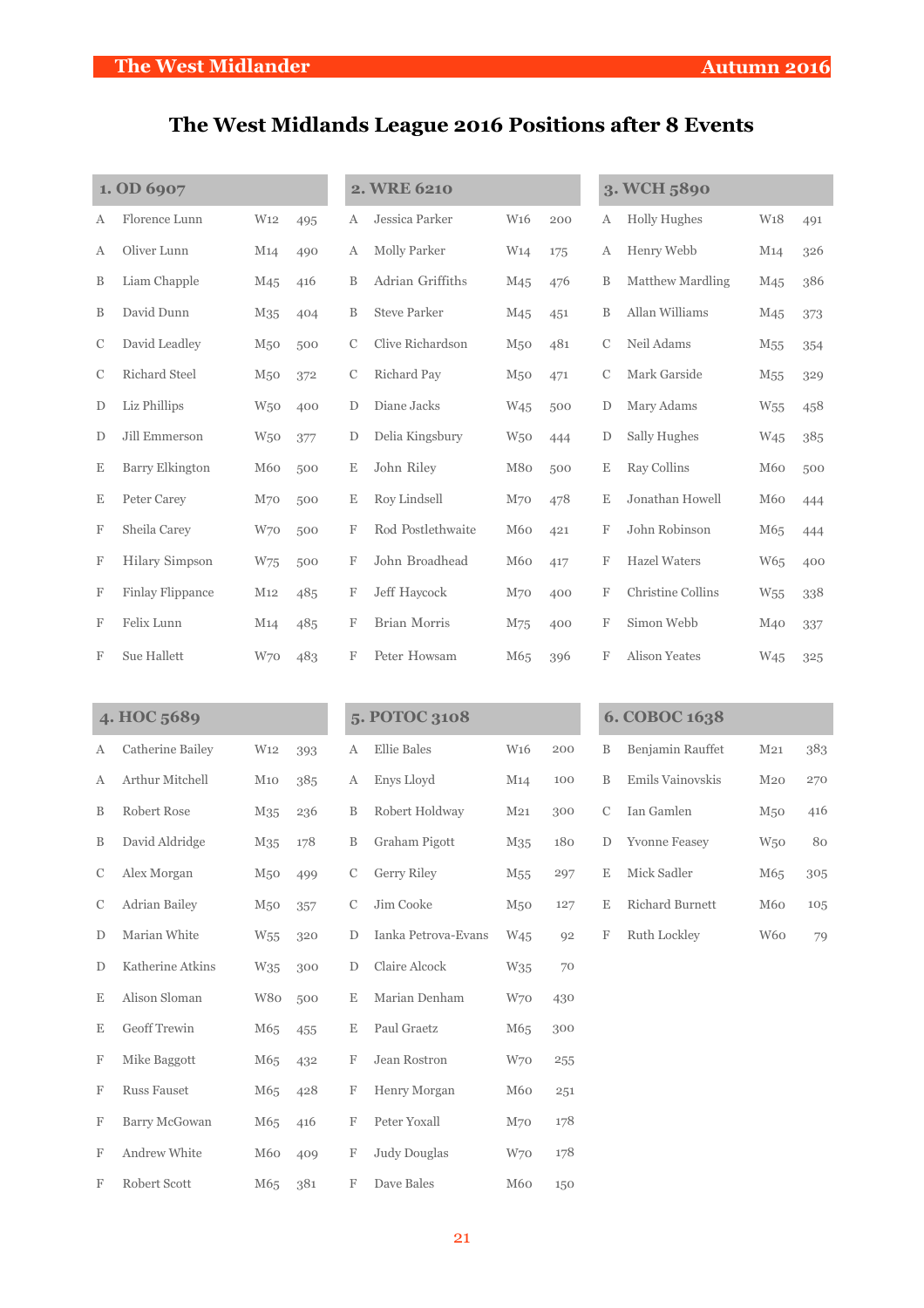# The West Midlands League 2016 Positions after 8 Events

## 1. OD 6907

| | | | |
|---|---|---|---|
| A | Florence Lunn | W12 | 495 |
| A | Oliver Lunn | M14 | 490 |
| B | Liam Chapple | M45 | 416 |
| B | David Dunn | M35 | 404 |
| C | David Leadley | M50 | 500 |
| C | Richard Steel | M50 | 372 |
| D | Liz Phillips | W50 | 400 |
| D | Jill Emmerson | W50 | 377 |
| E | Barry Elkington | M60 | 500 |
| E | Peter Carey | M70 | 500 |
| F | Sheila Carey | W70 | 500 |
| F | Hilary Simpson | W75 | 500 |
| F | Finlay Flippance | M12 | 485 |
| F | Felix Lunn | M14 | 485 |
| F | Sue Hallett | W70 | 483 |

## 2. WRE 6210

| | | | |
|---|---|---|---|
| A | Jessica Parker | W16 | 200 |
| A | Molly Parker | W14 | 175 |
| B | Adrian Griffiths | M45 | 476 |
| B | Steve Parker | M45 | 451 |
| C | Clive Richardson | M50 | 481 |
| C | Richard Pay | M50 | 471 |
| D | Diane Jacks | W45 | 500 |
| D | Delia Kingsbury | W50 | 444 |
| E | John Riley | M80 | 500 |
| E | Roy Lindsell | M70 | 478 |
| F | Rod Postlethwaite | M60 | 421 |
| F | John Broadhead | M60 | 417 |
| F | Jeff Haycock | M70 | 400 |
| F | Brian Morris | M75 | 400 |
| F | Peter Howsam | M65 | 396 |

## 3. WCH 5890

| | | | |
|---|---|---|---|
| A | Holly Hughes | W18 | 491 |
| A | Henry Webb | M14 | 326 |
| B | Matthew Mardling | M45 | 386 |
| B | Allan Williams | M45 | 373 |
| C | Neil Adams | M55 | 354 |
| C | Mark Garside | M55 | 329 |
| D | Mary Adams | W55 | 458 |
| D | Sally Hughes | W45 | 385 |
| E | Ray Collins | M60 | 500 |
| E | Jonathan Howell | M60 | 444 |
| F | John Robinson | M65 | 444 |
| F | Hazel Waters | W65 | 400 |
| F | Christine Collins | W55 | 338 |
| F | Simon Webb | M40 | 337 |
| F | Alison Yeates | W45 | 325 |

## 4. HOC 5689

| | | | |
|---|---|---|---|
| A | Catherine Bailey | W12 | 393 |
| A | Arthur Mitchell | M10 | 385 |
| B | Robert Rose | M35 | 236 |
| B | David Aldridge | M35 | 178 |
| C | Alex Morgan | M50 | 499 |
| C | Adrian Bailey | M50 | 357 |
| D | Marian White | W55 | 320 |
| D | Katherine Atkins | W35 | 300 |
| E | Alison Sloman | W80 | 500 |
| E | Geoff Trewin | M65 | 455 |
| F | Mike Baggott | M65 | 432 |
| F | Russ Fauset | M65 | 428 |
| F | Barry McGowan | M65 | 416 |
| F | Andrew White | M60 | 409 |
| F | Robert Scott | M65 | 381 |

## 5. POTOC 3108

| | | | |
|---|---|---|---|
| A | Ellie Bales | W16 | 200 |
| A | Enys Lloyd | M14 | 100 |
| B | Robert Holdway | M21 | 300 |
| B | Graham Pigott | M35 | 180 |
| C | Gerry Riley | M55 | 297 |
| C | Jim Cooke | M50 | 127 |
| D | Ianka Petrova-Evans | W45 | 92 |
| D | Claire Alcock | W35 | 70 |
| E | Marian Denham | W70 | 430 |
| E | Paul Graetz | M65 | 300 |
| F | Jean Rostron | W70 | 255 |
| F | Henry Morgan | M60 | 251 |
| F | Peter Yoxall | M70 | 178 |
| F | Judy Douglas | W70 | 178 |
| F | Dave Bales | M60 | 150 |

## 6. COBOC 1638

| | | | |
|---|---|---|---|
| B | Benjamin Rauffet | M21 | 383 |
| B | Emils Vainovskis | M20 | 270 |
| C | Ian Gamlen | M50 | 416 |
| D | Yvonne Feasey | W50 | 80 |
| E | Mick Sadler | M65 | 305 |
| E | Richard Burnett | M60 | 105 |
| F | Ruth Lockley | W60 | 79 |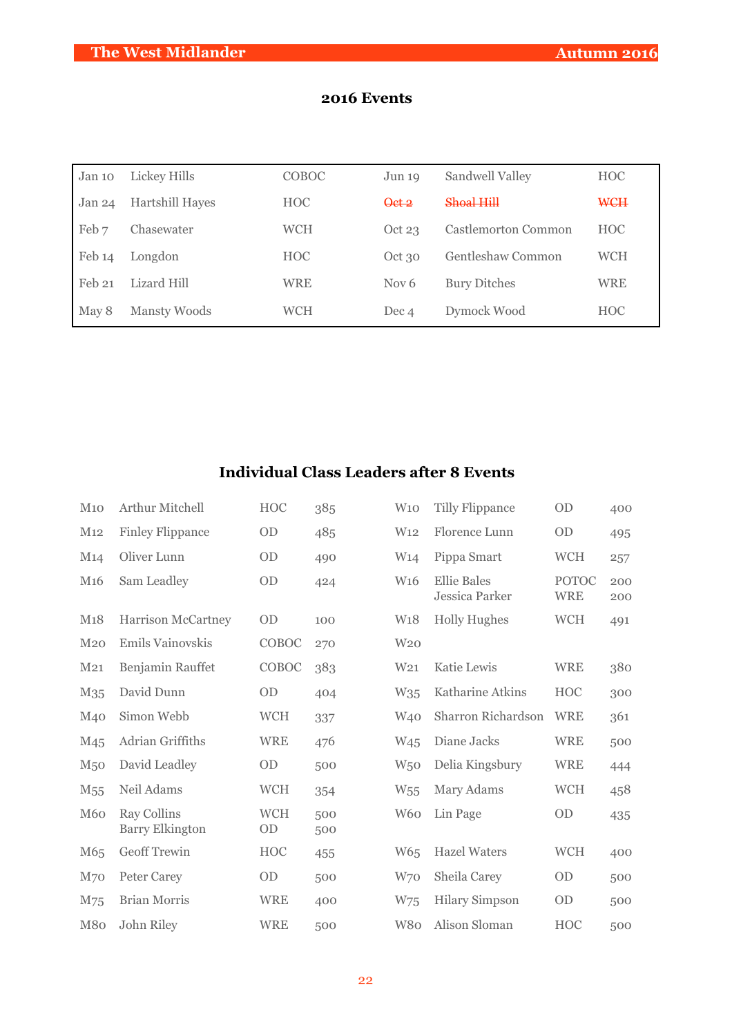## 2016 Events

| | | | | | |
|---|---|---|---|---|---|
| Jan 10 | Lickey Hills | COBOC | Jun 19 | Sandwell Valley | HOC |
| Jan 24 | Hartshill Hayes | HOC | ~~Oct 2~~ | ~~Shoal Hill~~ | ~~WCH~~ |
| Feb 7 | Chasewater | WCH | Oct 23 | Castlemorton Common | HOC |
| Feb 14 | Longdon | HOC | Oct 30 | Gentleshaw Common | WCH |
| Feb 21 | Lizard Hill | WRE | Nov 6 | Bury Ditches | WRE |
| May 8 | Mansty Woods | WCH | Dec 4 | Dymock Wood | HOC |

## Individual Class Leaders after 8 Events

| | | | | | | | |
|---|---|---|---|---|---|---|---|
| M10 | Arthur Mitchell | HOC | 385 | W10 | Tilly Flippance | OD | 400 |
| M12 | Finley Flippance | OD | 485 | W12 | Florence Lunn | OD | 495 |
| M14 | Oliver Lunn | OD | 490 | W14 | Pippa Smart | WCH | 257 |
| M16 | Sam Leadley | OD | 424 | W16 | Ellie Bales<br>Jessica Parker | POTOC<br>WRE | 200<br>200 |
| M18 | Harrison McCartney | OD | 100 | W18 | Holly Hughes | WCH | 491 |
| M20 | Emils Vainovskis | COBOC | 270 | W20 | | | |
| M21 | Benjamin Rauffet | COBOC | 383 | W21 | Katie Lewis | WRE | 380 |
| M35 | David Dunn | OD | 404 | W35 | Katharine Atkins | HOC | 300 |
| M40 | Simon Webb | WCH | 337 | W40 | Sharron Richardson | WRE | 361 |
| M45 | Adrian Griffiths | WRE | 476 | W45 | Diane Jacks | WRE | 500 |
| M50 | David Leadley | OD | 500 | W50 | Delia Kingsbury | WRE | 444 |
| M55 | Neil Adams | WCH | 354 | W55 | Mary Adams | WCH | 458 |
| M60 | Ray Collins<br>Barry Elkington | WCH<br>OD | 500<br>500 | W60 | Lin Page | OD | 435 |
| M65 | Geoff Trewin | HOC | 455 | W65 | Hazel Waters | WCH | 400 |
| M70 | Peter Carey | OD | 500 | W70 | Sheila Carey | OD | 500 |
| M75 | Brian Morris | WRE | 400 | W75 | Hilary Simpson | OD | 500 |
| M80 | John Riley | WRE | 500 | W80 | Alison Sloman | HOC | 500 |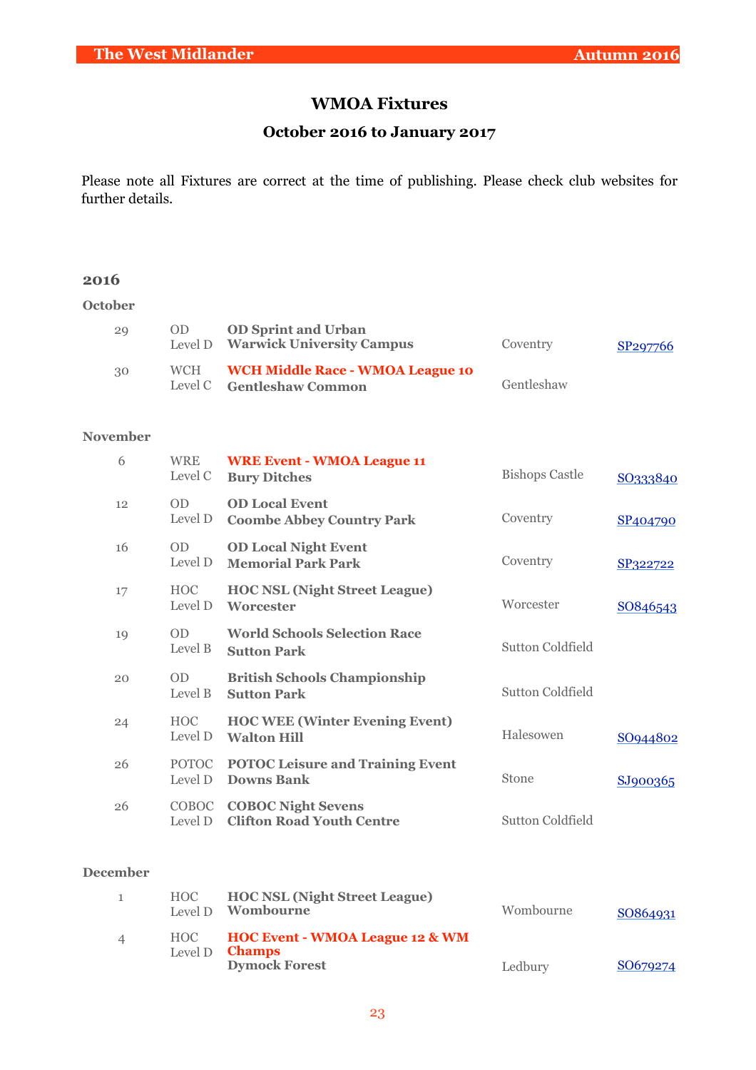## WMOA Fixtures

### October 2016 to January 2017

Please note all Fixtures are correct at the time of publishing. Please check club websites for further details.

### 2016

#### October

| Date | Club / Level | Event / Venue | Location | Grid Ref |
|---|---|---|---|---|
| 29 | OD Level D | **OD Sprint and Urban** **Warwick University Campus** | Coventry | SP297766 |
| 30 | WCH Level C | **WCH Middle Race - WMOA League 10** **Gentleshaw Common** | Gentleshaw | |

#### November

| Date | Club / Level | Event / Venue | Location | Grid Ref |
|---|---|---|---|---|
| 6 | WRE Level C | **WRE Event - WMOA League 11** **Bury Ditches** | Bishops Castle | SO333840 |
| 12 | OD Level D | **OD Local Event** **Coombe Abbey Country Park** | Coventry | SP404790 |
| 16 | OD Level D | **OD Local Night Event** **Memorial Park Park** | Coventry | SP322722 |
| 17 | HOC Level D | **HOC NSL (Night Street League)** **Worcester** | Worcester | SO846543 |
| 19 | OD Level B | **World Schools Selection Race** **Sutton Park** | Sutton Coldfield | |
| 20 | OD Level B | **British Schools Championship** **Sutton Park** | Sutton Coldfield | |
| 24 | HOC Level D | **HOC WEE (Winter Evening Event)** **Walton Hill** | Halesowen | SO944802 |
| 26 | POTOC Level D | **POTOC Leisure and Training Event** **Downs Bank** | Stone | SJ900365 |
| 26 | COBOC Level D | **COBOC Night Sevens** **Clifton Road Youth Centre** | Sutton Coldfield | |

#### December

| Date | Club / Level | Event / Venue | Location | Grid Ref |
|---|---|---|---|---|
| 1 | HOC Level D | **HOC NSL (Night Street League)** **Wombourne** | Wombourne | SO864931 |
| 4 | HOC Level D | **HOC Event - WMOA League 12 & WM Champs** **Dymock Forest** | Ledbury | SO679274 |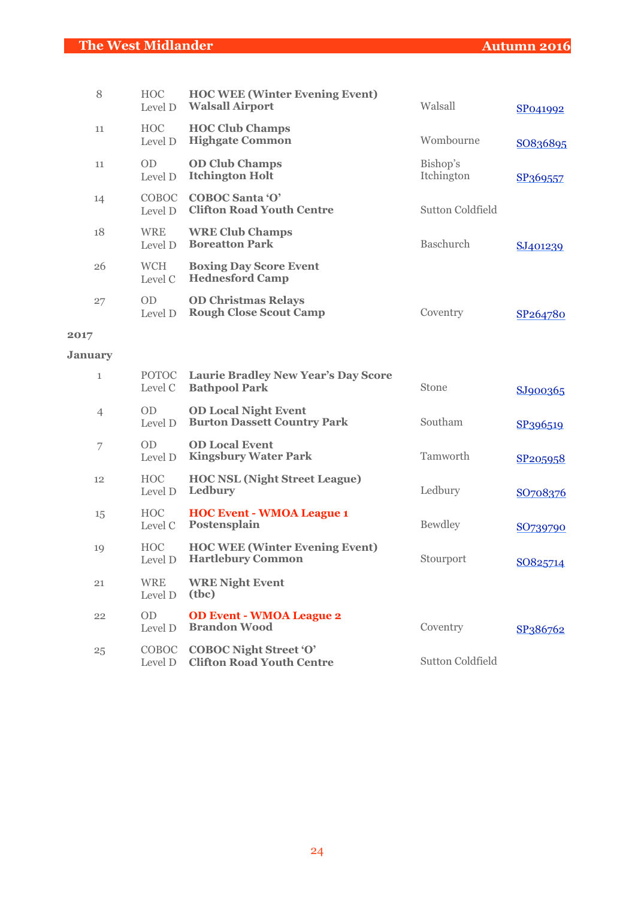| | | | | |
|---|---|---|---|---|
| 8 | HOC<br>Level D | **HOC WEE (Winter Evening Event)**<br>**Walsall Airport** | Walsall | SP041992 |
| 11 | HOC<br>Level D | **HOC Club Champs**<br>**Highgate Common** | Wombourne | SO836895 |
| 11 | OD<br>Level D | **OD Club Champs**<br>**Itchington Holt** | Bishop's Itchington | SP369557 |
| 14 | COBOC<br>Level D | **COBOC Santa 'O'**<br>**Clifton Road Youth Centre** | Sutton Coldfield | |
| 18 | WRE<br>Level D | **WRE Club Champs**<br>**Boreatton Park** | Baschurch | SJ401239 |
| 26 | WCH<br>Level C | **Boxing Day Score Event**<br>**Hednesford Camp** | | |
| 27 | OD<br>Level D | **OD Christmas Relays**<br>**Rough Close Scout Camp** | Coventry | SP264780 |

**2017**

**January**

| | | | | |
|---|---|---|---|---|
| 1 | POTOC<br>Level C | **Laurie Bradley New Year's Day Score**<br>**Bathpool Park** | Stone | SJ900365 |
| 4 | OD<br>Level D | **OD Local Night Event**<br>**Burton Dassett Country Park** | Southam | SP396519 |
| 7 | OD<br>Level D | **OD Local Event**<br>**Kingsbury Water Park** | Tamworth | SP205958 |
| 12 | HOC<br>Level D | **HOC NSL (Night Street League)**<br>**Ledbury** | Ledbury | SO708376 |
| 15 | HOC<br>Level C | **HOC Event - WMOA League 1**<br>**Postensplain** | Bewdley | SO739790 |
| 19 | HOC<br>Level D | **HOC WEE (Winter Evening Event)**<br>**Hartlebury Common** | Stourport | SO825714 |
| 21 | WRE<br>Level D | **WRE Night Event**<br>**(tbc)** | | |
| 22 | OD<br>Level D | **OD Event - WMOA League 2**<br>**Brandon Wood** | Coventry | SP386762 |
| 25 | COBOC<br>Level D | **COBOC Night Street 'O'**<br>**Clifton Road Youth Centre** | Sutton Coldfield | |